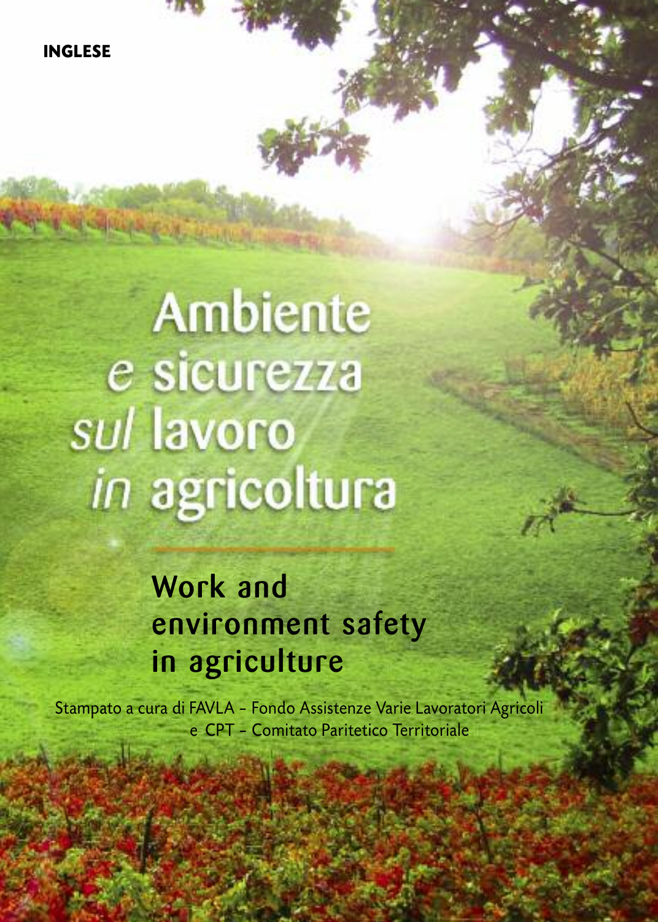**INGLESE**

# Ambiente e sicurezza sul lavoro in agricoltura

## Work and environment safety in agriculture

Stampato a cura di FAVLA - Fondo Assistenze Varie Lavoratori Agricoli e CPT - Comitato Paritetico Territoriale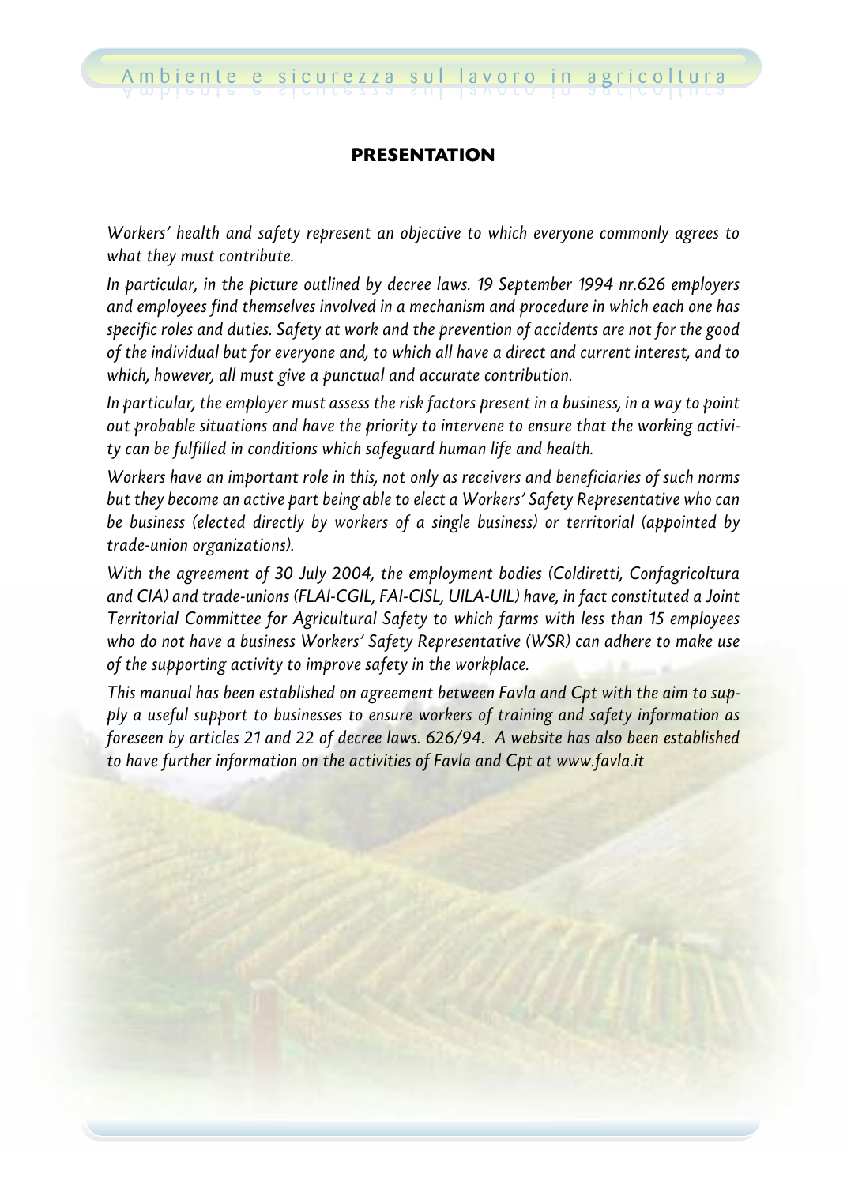## PRESENTATION

*Workers' health and safety represent an objective to which everyone commonly agrees to what they must contribute.*

*In particular, in the picture outlined by decree laws. 19 September 1994 nr.626 employers and employees find themselves involved in a mechanism and procedure in which each one has specific roles and duties. Safety at work and the prevention of accidents are not for the good of the individual but for everyone and, to which all have a direct and current interest, and to which, however, all must give a punctual and accurate contribution.*

*In particular, the employer must assess the risk factors present in a business, in a way to point out probable situations and have the priority to intervene to ensure that the working activity can be fulfilled in conditions which safeguard human life and health.*

*Workers have an important role in this, not only as receivers and beneficiaries of such norms but they become an active part being able to elect a Workers' Safety Representative who can be business (elected directly by workers of a single business) or territorial (appointed by trade-union organizations).*

*With the agreement of 30 July 2004, the employment bodies (Coldiretti, Confagricoltura and CIA) and trade-unions (FLAI-CGIL, FAI-CISL, UILA-UIL) have, in fact constituted a Joint Territorial Committee for Agricultural Safety to which farms with less than 15 employees who do not have a business Workers' Safety Representative (WSR) can adhere to make use of the supporting activity to improve safety in the workplace.*

*This manual has been established on agreement between Favla and Cpt with the aim to supply a useful support to businesses to ensure workers of training and safety information as foreseen by articles 21 and 22 of decree laws. 626/94. A website has also been established to have further information on the activities of Favla and Cpt at www.favla.it*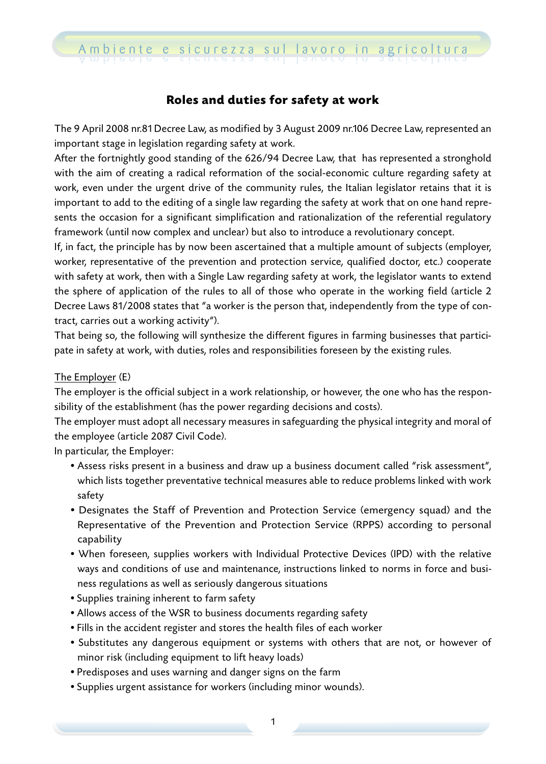## Roles and duties for safety at work

The 9 April 2008 nr.81 Decree Law, as modified by 3 August 2009 nr.106 Decree Law, represented an important stage in legislation regarding safety at work.

After the fortnightly good standing of the 626/94 Decree Law, that has represented a stronghold with the aim of creating a radical reformation of the social-economic culture regarding safety at work, even under the urgent drive of the community rules, the Italian legislator retains that it is important to add to the editing of a single law regarding the safety at work that on one hand represents the occasion for a significant simplification and rationalization of the referential regulatory framework (until now complex and unclear) but also to introduce a revolutionary concept.

If, in fact, the principle has by now been ascertained that a multiple amount of subjects (employer, worker, representative of the prevention and protection service, qualified doctor, etc.) cooperate with safety at work, then with a Single Law regarding safety at work, the legislator wants to extend the sphere of application of the rules to all of those who operate in the working field (article 2 Decree Laws 81/2008 states that "a worker is the person that, independently from the type of contract, carries out a working activity").

That being so, the following will synthesize the different figures in farming businesses that participate in safety at work, with duties, roles and responsibilities foreseen by the existing rules.

<u>The Employer</u> (E)

The employer is the official subject in a work relationship, or however, the one who has the responsibility of the establishment (has the power regarding decisions and costs).

The employer must adopt all necessary measures in safeguarding the physical integrity and moral of the employee (article 2087 Civil Code).

In particular, the Employer:

- Assess risks present in a business and draw up a business document called "risk assessment", which lists together preventative technical measures able to reduce problems linked with work safety
- Designates the Staff of Prevention and Protection Service (emergency squad) and the Representative of the Prevention and Protection Service (RPPS) according to personal capability
- When foreseen, supplies workers with Individual Protective Devices (IPD) with the relative ways and conditions of use and maintenance, instructions linked to norms in force and business regulations as well as seriously dangerous situations
- Supplies training inherent to farm safety
- Allows access of the WSR to business documents regarding safety
- Fills in the accident register and stores the health files of each worker
- Substitutes any dangerous equipment or systems with others that are not, or however of minor risk (including equipment to lift heavy loads)
- Predisposes and uses warning and danger signs on the farm
- Supplies urgent assistance for workers (including minor wounds).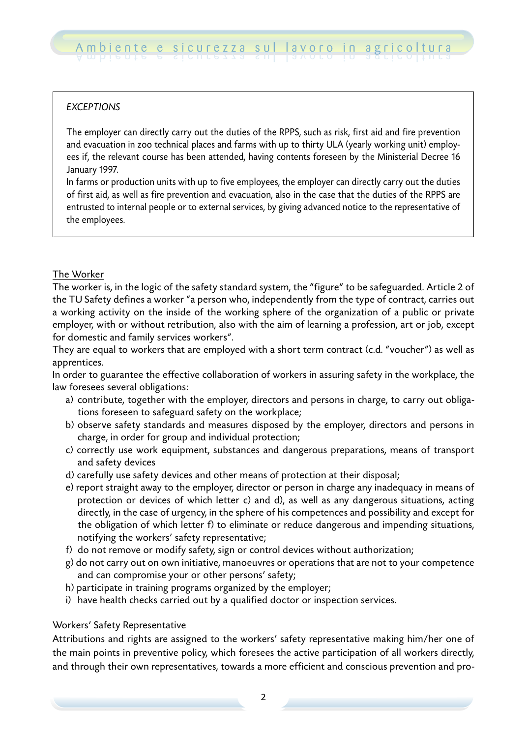*EXCEPTIONS*

The employer can directly carry out the duties of the RPPS, such as risk, first aid and fire prevention and evacuation in zoo technical places and farms with up to thirty ULA (yearly working unit) employees if, the relevant course has been attended, having contents foreseen by the Ministerial Decree 16 January 1997.

In farms or production units with up to five employees, the employer can directly carry out the duties of first aid, as well as fire prevention and evacuation, also in the case that the duties of the RPPS are entrusted to internal people or to external services, by giving advanced notice to the representative of the employees.

<u>The Worker</u>

The worker is, in the logic of the safety standard system, the "figure" to be safeguarded. Article 2 of the TU Safety defines a worker "a person who, independently from the type of contract, carries out a working activity on the inside of the working sphere of the organization of a public or private employer, with or without retribution, also with the aim of learning a profession, art or job, except for domestic and family services workers".

They are equal to workers that are employed with a short term contract (c.d. "voucher") as well as apprentices.

In order to guarantee the effective collaboration of workers in assuring safety in the workplace, the law foresees several obligations:

a) contribute, together with the employer, directors and persons in charge, to carry out obligations foreseen to safeguard safety on the workplace;
b) observe safety standards and measures disposed by the employer, directors and persons in charge, in order for group and individual protection;
c) correctly use work equipment, substances and dangerous preparations, means of transport and safety devices
d) carefully use safety devices and other means of protection at their disposal;
e) report straight away to the employer, director or person in charge any inadequacy in means of protection or devices of which letter c) and d), as well as any dangerous situations, acting directly, in the case of urgency, in the sphere of his competences and possibility and except for the obligation of which letter f) to eliminate or reduce dangerous and impending situations, notifying the workers' safety representative;
f) do not remove or modify safety, sign or control devices without authorization;
g) do not carry out on own initiative, manoeuvres or operations that are not to your competence and can compromise your or other persons' safety;
h) participate in training programs organized by the employer;
i) have health checks carried out by a qualified doctor or inspection services.

<u>Workers' Safety Representative</u>

Attributions and rights are assigned to the workers' safety representative making him/her one of the main points in preventive policy, which foresees the active participation of all workers directly, and through their own representatives, towards a more efficient and conscious prevention and pro-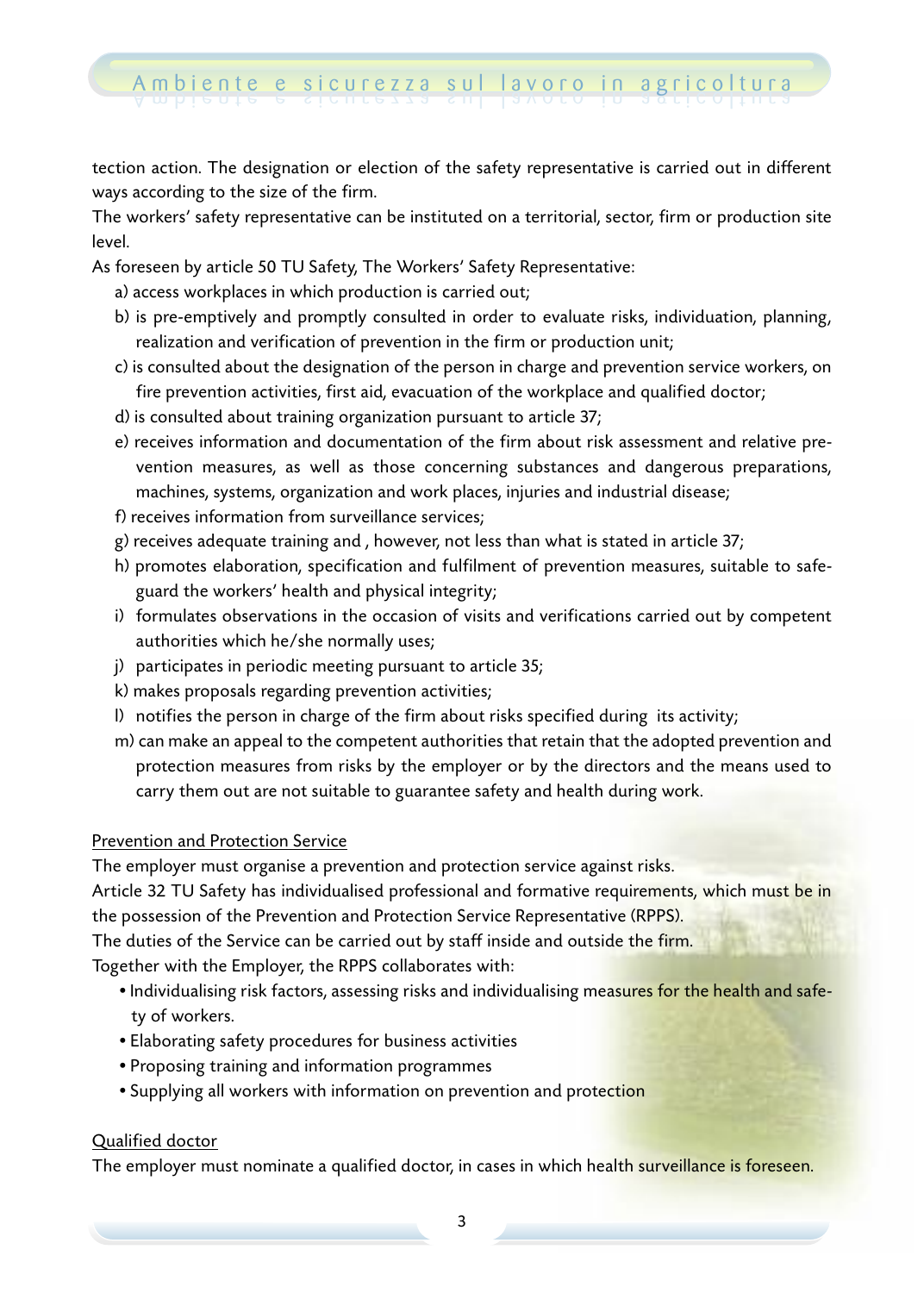tection action. The designation or election of the safety representative is carried out in different ways according to the size of the firm.

The workers' safety representative can be instituted on a territorial, sector, firm or production site level.

As foreseen by article 50 TU Safety, The Workers' Safety Representative:

a) access workplaces in which production is carried out;
b) is pre-emptively and promptly consulted in order to evaluate risks, individuation, planning, realization and verification of prevention in the firm or production unit;
c) is consulted about the designation of the person in charge and prevention service workers, on fire prevention activities, first aid, evacuation of the workplace and qualified doctor;
d) is consulted about training organization pursuant to article 37;
e) receives information and documentation of the firm about risk assessment and relative prevention measures, as well as those concerning substances and dangerous preparations, machines, systems, organization and work places, injuries and industrial disease;
f) receives information from surveillance services;
g) receives adequate training and , however, not less than what is stated in article 37;
h) promotes elaboration, specification and fulfilment of prevention measures, suitable to safeguard the workers' health and physical integrity;
i) formulates observations in the occasion of visits and verifications carried out by competent authorities which he/she normally uses;
j) participates in periodic meeting pursuant to article 35;
k) makes proposals regarding prevention activities;
l) notifies the person in charge of the firm about risks specified during its activity;
m) can make an appeal to the competent authorities that retain that the adopted prevention and protection measures from risks by the employer or by the directors and the means used to carry them out are not suitable to guarantee safety and health during work.

<u>Prevention and Protection Service</u>

The employer must organise a prevention and protection service against risks.

Article 32 TU Safety has individualised professional and formative requirements, which must be in the possession of the Prevention and Protection Service Representative (RPPS).

The duties of the Service can be carried out by staff inside and outside the firm.

Together with the Employer, the RPPS collaborates with:

- Individualising risk factors, assessing risks and individualising measures for the health and safety of workers.
- Elaborating safety procedures for business activities
- Proposing training and information programmes
- Supplying all workers with information on prevention and protection

<u>Qualified doctor</u>

The employer must nominate a qualified doctor, in cases in which health surveillance is foreseen.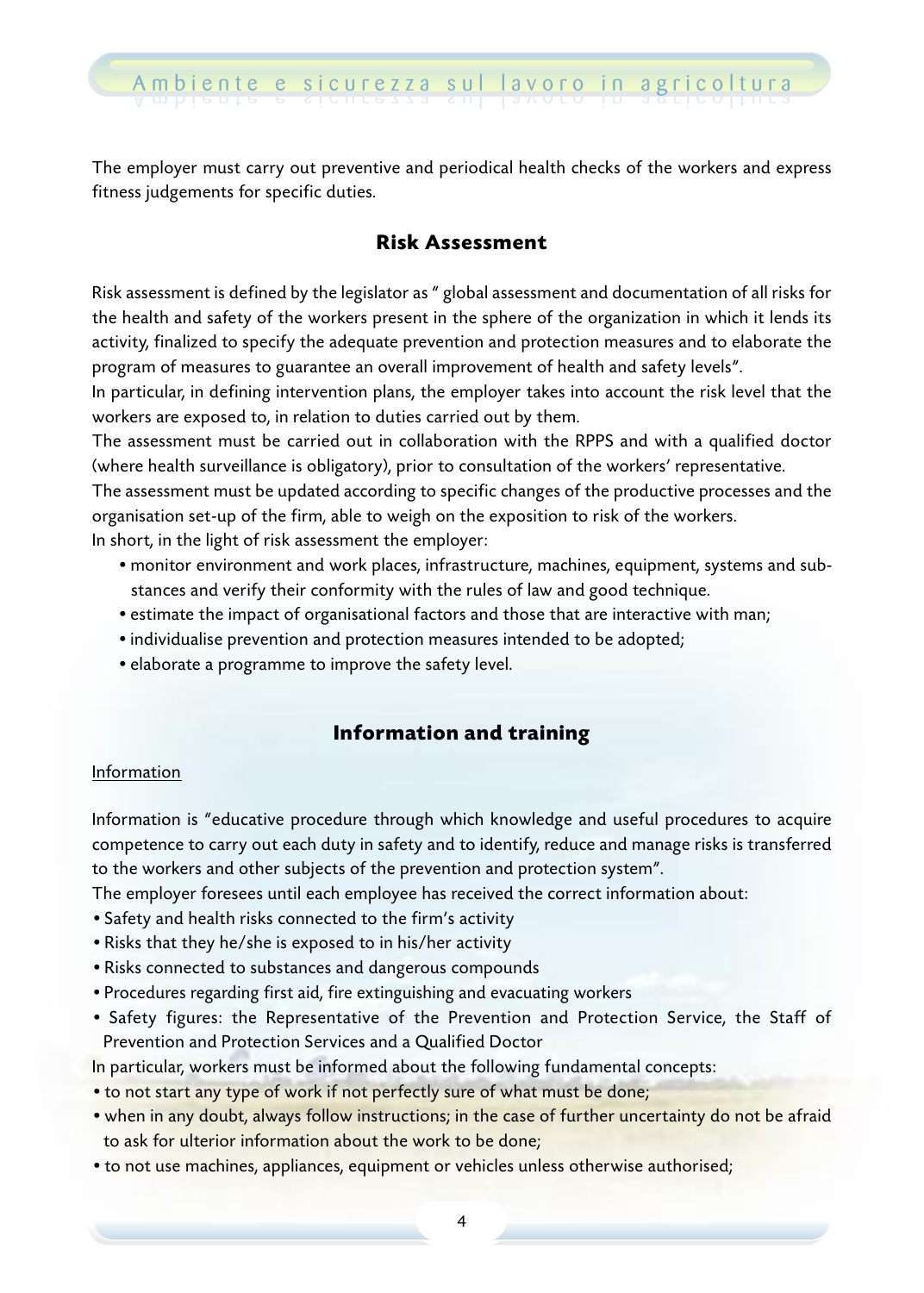The employer must carry out preventive and periodical health checks of the workers and express fitness judgements for specific duties.

## Risk Assessment

Risk assessment is defined by the legislator as " global assessment and documentation of all risks for the health and safety of the workers present in the sphere of the organization in which it lends its activity, finalized to specify the adequate prevention and protection measures and to elaborate the program of measures to guarantee an overall improvement of health and safety levels".

In particular, in defining intervention plans, the employer takes into account the risk level that the workers are exposed to, in relation to duties carried out by them.

The assessment must be carried out in collaboration with the RPPS and with a qualified doctor (where health surveillance is obligatory), prior to consultation of the workers' representative.

The assessment must be updated according to specific changes of the productive processes and the organisation set-up of the firm, able to weigh on the exposition to risk of the workers.

In short, in the light of risk assessment the employer:

- monitor environment and work places, infrastructure, machines, equipment, systems and substances and verify their conformity with the rules of law and good technique.
- estimate the impact of organisational factors and those that are interactive with man;
- individualise prevention and protection measures intended to be adopted;
- elaborate a programme to improve the safety level.

## Information and training

Information

Information is "educative procedure through which knowledge and useful procedures to acquire competence to carry out each duty in safety and to identify, reduce and manage risks is transferred to the workers and other subjects of the prevention and protection system".

The employer foresees until each employee has received the correct information about:

- Safety and health risks connected to the firm's activity
- Risks that they he/she is exposed to in his/her activity
- Risks connected to substances and dangerous compounds
- Procedures regarding first aid, fire extinguishing and evacuating workers
- Safety figures: the Representative of the Prevention and Protection Service, the Staff of Prevention and Protection Services and a Qualified Doctor

In particular, workers must be informed about the following fundamental concepts:

- to not start any type of work if not perfectly sure of what must be done;
- when in any doubt, always follow instructions; in the case of further uncertainty do not be afraid to ask for ulterior information about the work to be done;
- to not use machines, appliances, equipment or vehicles unless otherwise authorised;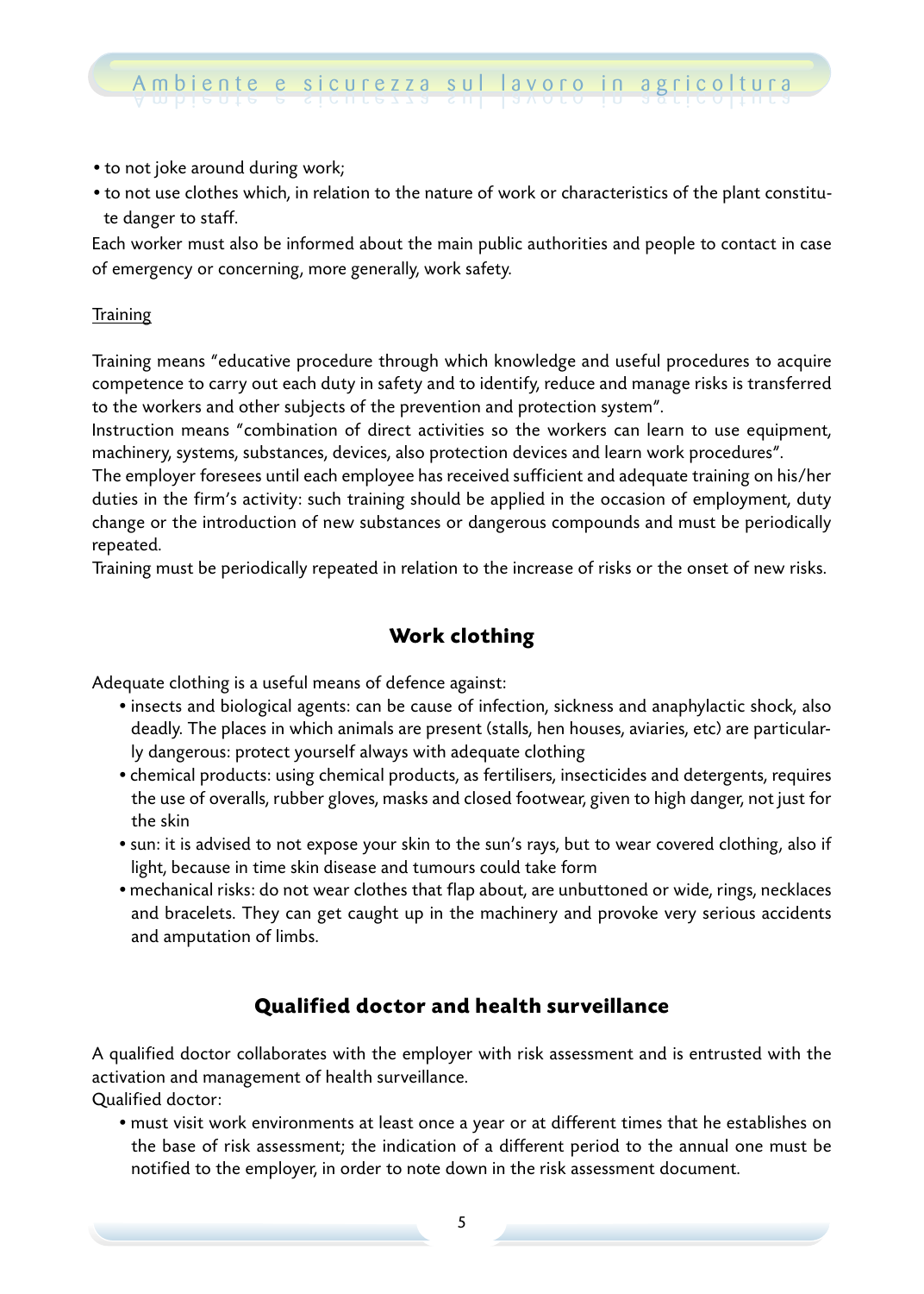- to not joke around during work;
- to not use clothes which, in relation to the nature of work or characteristics of the plant constitute danger to staff.

Each worker must also be informed about the main public authorities and people to contact in case of emergency or concerning, more generally, work safety.

Training

Training means "educative procedure through which knowledge and useful procedures to acquire competence to carry out each duty in safety and to identify, reduce and manage risks is transferred to the workers and other subjects of the prevention and protection system".

Instruction means "combination of direct activities so the workers can learn to use equipment, machinery, systems, substances, devices, also protection devices and learn work procedures".

The employer foresees until each employee has received sufficient and adequate training on his/her duties in the firm's activity: such training should be applied in the occasion of employment, duty change or the introduction of new substances or dangerous compounds and must be periodically repeated.

Training must be periodically repeated in relation to the increase of risks or the onset of new risks.

## Work clothing

Adequate clothing is a useful means of defence against:

- insects and biological agents: can be cause of infection, sickness and anaphylactic shock, also deadly. The places in which animals are present (stalls, hen houses, aviaries, etc) are particularly dangerous: protect yourself always with adequate clothing
- chemical products: using chemical products, as fertilisers, insecticides and detergents, requires the use of overalls, rubber gloves, masks and closed footwear, given to high danger, not just for the skin
- sun: it is advised to not expose your skin to the sun's rays, but to wear covered clothing, also if light, because in time skin disease and tumours could take form
- mechanical risks: do not wear clothes that flap about, are unbuttoned or wide, rings, necklaces and bracelets. They can get caught up in the machinery and provoke very serious accidents and amputation of limbs.

## Qualified doctor and health surveillance

A qualified doctor collaborates with the employer with risk assessment and is entrusted with the activation and management of health surveillance.

Qualified doctor:

- must visit work environments at least once a year or at different times that he establishes on the base of risk assessment; the indication of a different period to the annual one must be notified to the employer, in order to note down in the risk assessment document.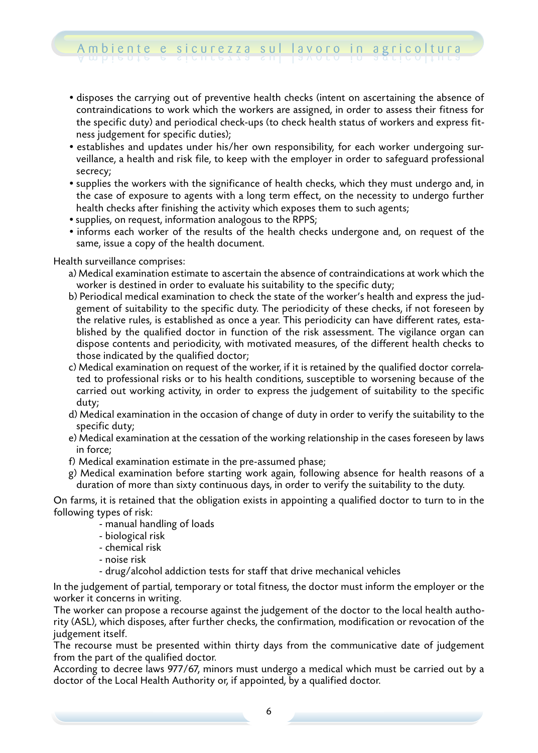- disposes the carrying out of preventive health checks (intent on ascertaining the absence of contraindications to work which the workers are assigned, in order to assess their fitness for the specific duty) and periodical check-ups (to check health status of workers and express fitness judgement for specific duties);
- establishes and updates under his/her own responsibility, for each worker undergoing surveillance, a health and risk file, to keep with the employer in order to safeguard professional secrecy;
- supplies the workers with the significance of health checks, which they must undergo and, in the case of exposure to agents with a long term effect, on the necessity to undergo further health checks after finishing the activity which exposes them to such agents;
- supplies, on request, information analogous to the RPPS;
- informs each worker of the results of the health checks undergone and, on request of the same, issue a copy of the health document.

Health surveillance comprises:

a) Medical examination estimate to ascertain the absence of contraindications at work which the worker is destined in order to evaluate his suitability to the specific duty;

b) Periodical medical examination to check the state of the worker's health and express the judgement of suitability to the specific duty. The periodicity of these checks, if not foreseen by the relative rules, is established as once a year. This periodicity can have different rates, established by the qualified doctor in function of the risk assessment. The vigilance organ can dispose contents and periodicity, with motivated measures, of the different health checks to those indicated by the qualified doctor;

c) Medical examination on request of the worker, if it is retained by the qualified doctor correlated to professional risks or to his health conditions, susceptible to worsening because of the carried out working activity, in order to express the judgement of suitability to the specific duty;

d) Medical examination in the occasion of change of duty in order to verify the suitability to the specific duty;

e) Medical examination at the cessation of the working relationship in the cases foreseen by laws in force;

f) Medical examination estimate in the pre-assumed phase;

g) Medical examination before starting work again, following absence for health reasons of a duration of more than sixty continuous days, in order to verify the suitability to the duty.

On farms, it is retained that the obligation exists in appointing a qualified doctor to turn to in the following types of risk:

- manual handling of loads
- biological risk
- chemical risk
- noise risk
- drug/alcohol addiction tests for staff that drive mechanical vehicles

In the judgement of partial, temporary or total fitness, the doctor must inform the employer or the worker it concerns in writing.

The worker can propose a recourse against the judgement of the doctor to the local health authority (ASL), which disposes, after further checks, the confirmation, modification or revocation of the judgement itself.

The recourse must be presented within thirty days from the communicative date of judgement from the part of the qualified doctor.

According to decree laws 977/67, minors must undergo a medical which must be carried out by a doctor of the Local Health Authority or, if appointed, by a qualified doctor.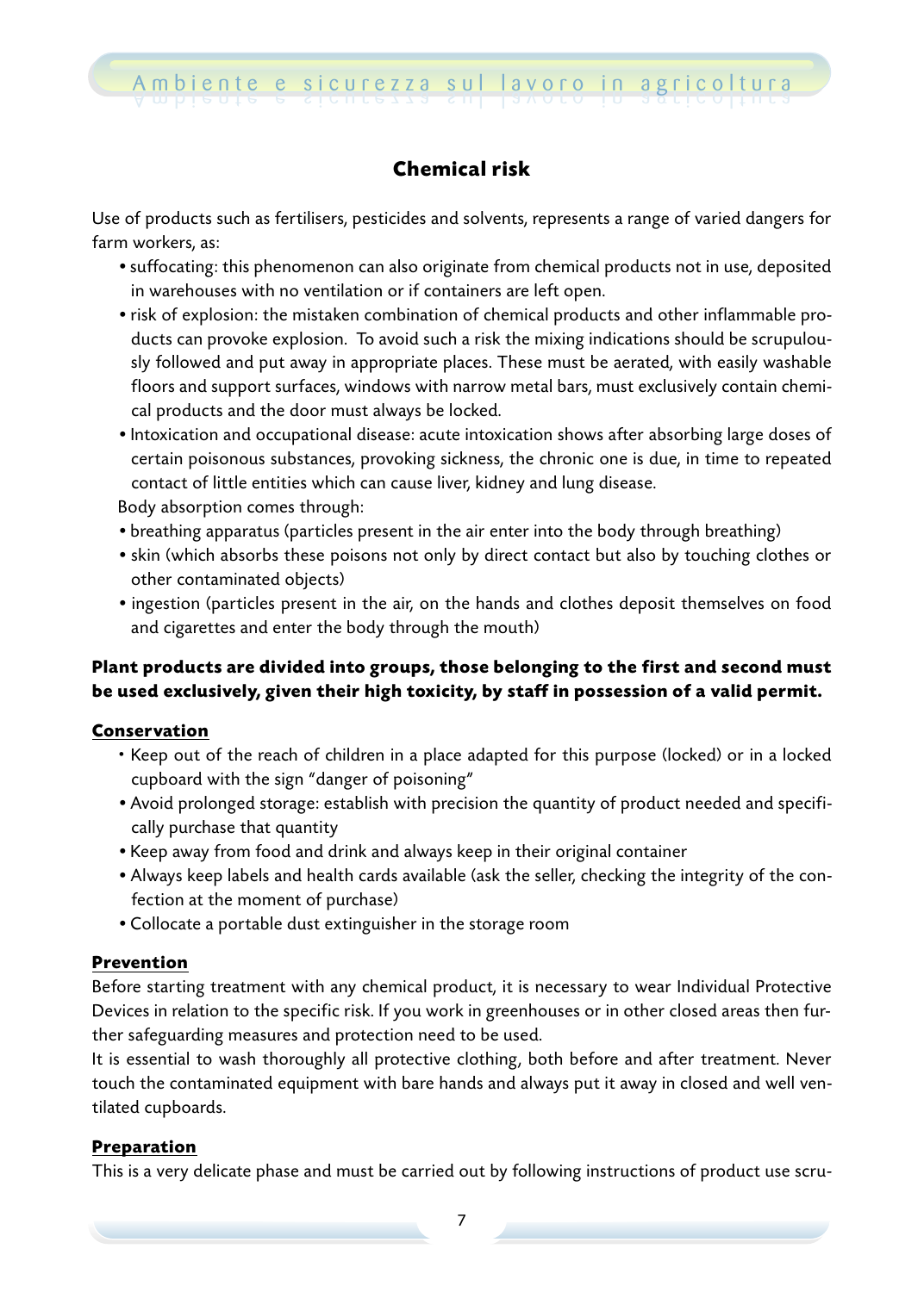## Chemical risk

Use of products such as fertilisers, pesticides and solvents, represents a range of varied dangers for farm workers, as:

- suffocating: this phenomenon can also originate from chemical products not in use, deposited in warehouses with no ventilation or if containers are left open.
- risk of explosion: the mistaken combination of chemical products and other inflammable products can provoke explosion. To avoid such a risk the mixing indications should be scrupulously followed and put away in appropriate places. These must be aerated, with easily washable floors and support surfaces, windows with narrow metal bars, must exclusively contain chemical products and the door must always be locked.
- Intoxication and occupational disease: acute intoxication shows after absorbing large doses of certain poisonous substances, provoking sickness, the chronic one is due, in time to repeated contact of little entities which can cause liver, kidney and lung disease.

Body absorption comes through:

- breathing apparatus (particles present in the air enter into the body through breathing)
- skin (which absorbs these poisons not only by direct contact but also by touching clothes or other contaminated objects)
- ingestion (particles present in the air, on the hands and clothes deposit themselves on food and cigarettes and enter the body through the mouth)

**Plant products are divided into groups, those belonging to the first and second must be used exclusively, given their high toxicity, by staff in possession of a valid permit.**

### Conservation

- Keep out of the reach of children in a place adapted for this purpose (locked) or in a locked cupboard with the sign "danger of poisoning"
- Avoid prolonged storage: establish with precision the quantity of product needed and specifically purchase that quantity
- Keep away from food and drink and always keep in their original container
- Always keep labels and health cards available (ask the seller, checking the integrity of the confection at the moment of purchase)
- Collocate a portable dust extinguisher in the storage room

### Prevention

Before starting treatment with any chemical product, it is necessary to wear Individual Protective Devices in relation to the specific risk. If you work in greenhouses or in other closed areas then further safeguarding measures and protection need to be used.

It is essential to wash thoroughly all protective clothing, both before and after treatment. Never touch the contaminated equipment with bare hands and always put it away in closed and well ventilated cupboards.

### Preparation

This is a very delicate phase and must be carried out by following instructions of product use scru-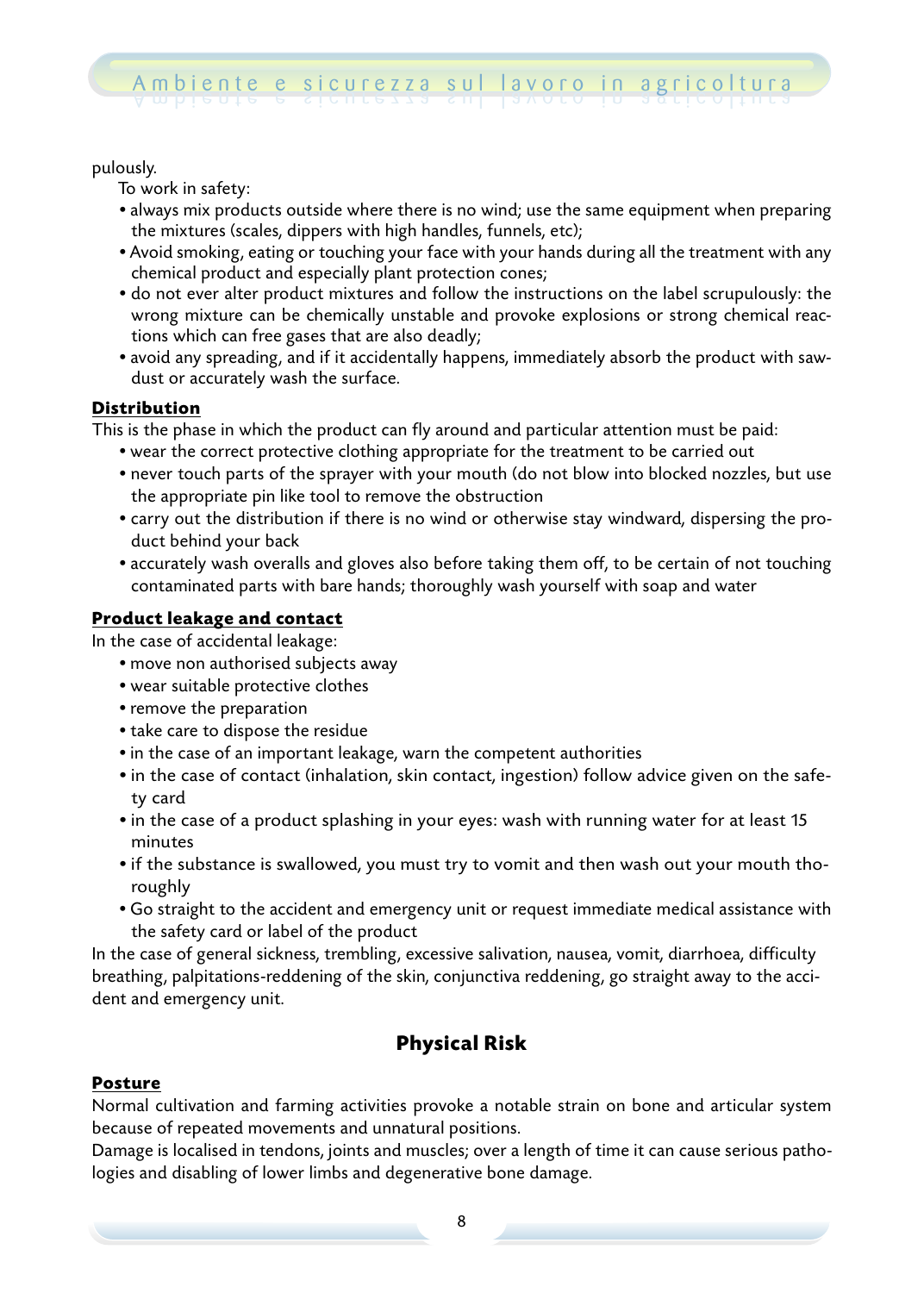pulously.

To work in safety:

- always mix products outside where there is no wind; use the same equipment when preparing the mixtures (scales, dippers with high handles, funnels, etc);
- Avoid smoking, eating or touching your face with your hands during all the treatment with any chemical product and especially plant protection cones;
- do not ever alter product mixtures and follow the instructions on the label scrupulously: the wrong mixture can be chemically unstable and provoke explosions or strong chemical reactions which can free gases that are also deadly;
- avoid any spreading, and if it accidentally happens, immediately absorb the product with sawdust or accurately wash the surface.

**Distribution**

This is the phase in which the product can fly around and particular attention must be paid:

- wear the correct protective clothing appropriate for the treatment to be carried out
- never touch parts of the sprayer with your mouth (do not blow into blocked nozzles, but use the appropriate pin like tool to remove the obstruction
- carry out the distribution if there is no wind or otherwise stay windward, dispersing the product behind your back
- accurately wash overalls and gloves also before taking them off, to be certain of not touching contaminated parts with bare hands; thoroughly wash yourself with soap and water

**Product leakage and contact**

In the case of accidental leakage:

- move non authorised subjects away
- wear suitable protective clothes
- remove the preparation
- take care to dispose the residue
- in the case of an important leakage, warn the competent authorities
- in the case of contact (inhalation, skin contact, ingestion) follow advice given on the safety card
- in the case of a product splashing in your eyes: wash with running water for at least 15 minutes
- if the substance is swallowed, you must try to vomit and then wash out your mouth thoroughly
- Go straight to the accident and emergency unit or request immediate medical assistance with the safety card or label of the product

In the case of general sickness, trembling, excessive salivation, nausea, vomit, diarrhoea, difficulty breathing, palpitations-reddening of the skin, conjunctiva reddening, go straight away to the accident and emergency unit.

## Physical Risk

**Posture**

Normal cultivation and farming activities provoke a notable strain on bone and articular system because of repeated movements and unnatural positions.

Damage is localised in tendons, joints and muscles; over a length of time it can cause serious pathologies and disabling of lower limbs and degenerative bone damage.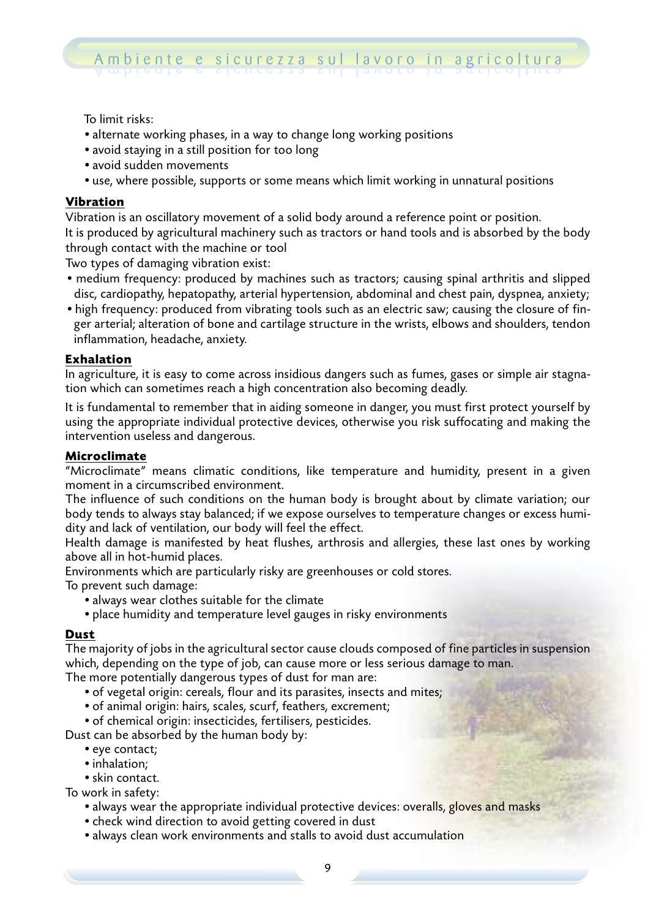To limit risks:

- alternate working phases, in a way to change long working positions
- avoid staying in a still position for too long
- avoid sudden movements
- use, where possible, supports or some means which limit working in unnatural positions

## Vibration

Vibration is an oscillatory movement of a solid body around a reference point or position.
It is produced by agricultural machinery such as tractors or hand tools and is absorbed by the body through contact with the machine or tool
Two types of damaging vibration exist:

- medium frequency: produced by machines such as tractors; causing spinal arthritis and slipped disc, cardiopathy, hepatopathy, arterial hypertension, abdominal and chest pain, dyspnea, anxiety;
- high frequency: produced from vibrating tools such as an electric saw; causing the closure of finger arterial; alteration of bone and cartilage structure in the wrists, elbows and shoulders, tendon inflammation, headache, anxiety.

## Exhalation

In agriculture, it is easy to come across insidious dangers such as fumes, gases or simple air stagnation which can sometimes reach a high concentration also becoming deadly.

It is fundamental to remember that in aiding someone in danger, you must first protect yourself by using the appropriate individual protective devices, otherwise you risk suffocating and making the intervention useless and dangerous.

## Microclimate

"Microclimate" means climatic conditions, like temperature and humidity, present in a given moment in a circumscribed environment.
The influence of such conditions on the human body is brought about by climate variation; our body tends to always stay balanced; if we expose ourselves to temperature changes or excess humidity and lack of ventilation, our body will feel the effect.
Health damage is manifested by heat flushes, arthrosis and allergies, these last ones by working above all in hot-humid places.
Environments which are particularly risky are greenhouses or cold stores.
To prevent such damage:

- always wear clothes suitable for the climate
- place humidity and temperature level gauges in risky environments

## Dust

The majority of jobs in the agricultural sector cause clouds composed of fine particles in suspension which, depending on the type of job, can cause more or less serious damage to man.
The more potentially dangerous types of dust for man are:

- of vegetal origin: cereals, flour and its parasites, insects and mites;
- of animal origin: hairs, scales, scurf, feathers, excrement;
- of chemical origin: insecticides, fertilisers, pesticides.

Dust can be absorbed by the human body by:

- eye contact;
- inhalation;
- skin contact.

To work in safety:

- always wear the appropriate individual protective devices: overalls, gloves and masks
- check wind direction to avoid getting covered in dust
- always clean work environments and stalls to avoid dust accumulation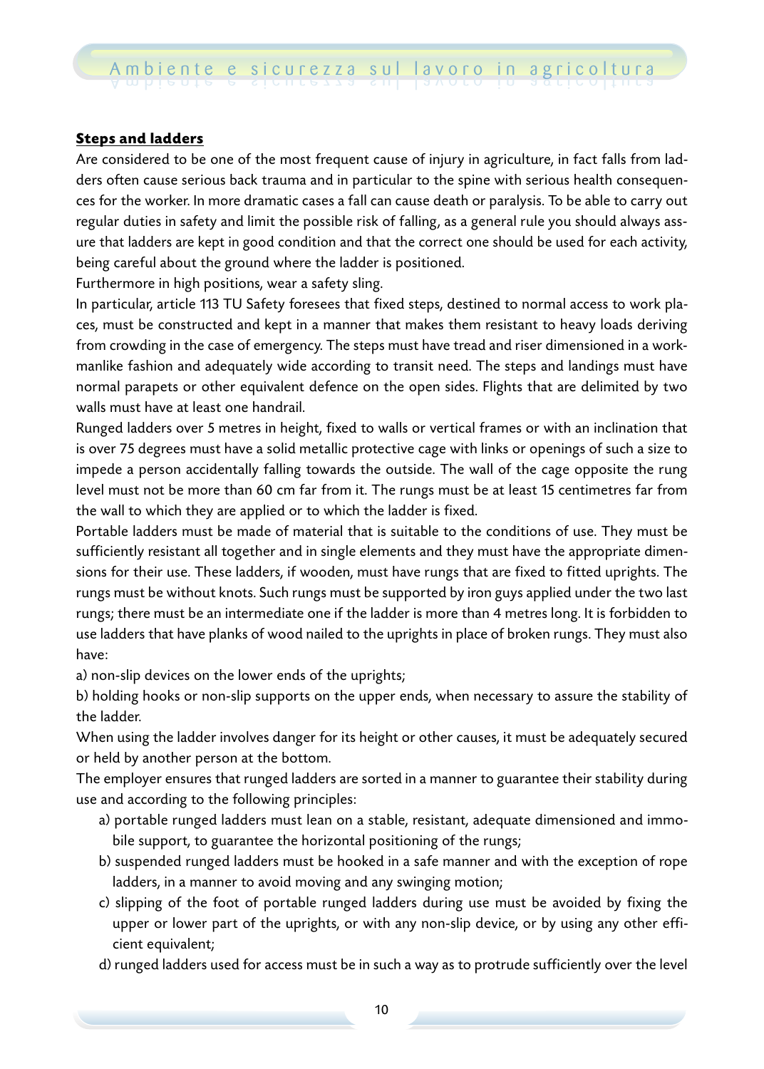**Steps and ladders**

Are considered to be one of the most frequent cause of injury in agriculture, in fact falls from ladders often cause serious back trauma and in particular to the spine with serious health consequences for the worker. In more dramatic cases a fall can cause death or paralysis. To be able to carry out regular duties in safety and limit the possible risk of falling, as a general rule you should always assure that ladders are kept in good condition and that the correct one should be used for each activity, being careful about the ground where the ladder is positioned.

Furthermore in high positions, wear a safety sling.

In particular, article 113 TU Safety foresees that fixed steps, destined to normal access to work places, must be constructed and kept in a manner that makes them resistant to heavy loads deriving from crowding in the case of emergency. The steps must have tread and riser dimensioned in a workmanlike fashion and adequately wide according to transit need. The steps and landings must have normal parapets or other equivalent defence on the open sides. Flights that are delimited by two walls must have at least one handrail.

Runged ladders over 5 metres in height, fixed to walls or vertical frames or with an inclination that is over 75 degrees must have a solid metallic protective cage with links or openings of such a size to impede a person accidentally falling towards the outside. The wall of the cage opposite the rung level must not be more than 60 cm far from it. The rungs must be at least 15 centimetres far from the wall to which they are applied or to which the ladder is fixed.

Portable ladders must be made of material that is suitable to the conditions of use. They must be sufficiently resistant all together and in single elements and they must have the appropriate dimensions for their use. These ladders, if wooden, must have rungs that are fixed to fitted uprights. The rungs must be without knots. Such rungs must be supported by iron guys applied under the two last rungs; there must be an intermediate one if the ladder is more than 4 metres long. It is forbidden to use ladders that have planks of wood nailed to the uprights in place of broken rungs. They must also have:

a) non-slip devices on the lower ends of the uprights;

b) holding hooks or non-slip supports on the upper ends, when necessary to assure the stability of the ladder.

When using the ladder involves danger for its height or other causes, it must be adequately secured or held by another person at the bottom.

The employer ensures that runged ladders are sorted in a manner to guarantee their stability during use and according to the following principles:

a) portable runged ladders must lean on a stable, resistant, adequate dimensioned and immobile support, to guarantee the horizontal positioning of the rungs;

b) suspended runged ladders must be hooked in a safe manner and with the exception of rope ladders, in a manner to avoid moving and any swinging motion;

c) slipping of the foot of portable runged ladders during use must be avoided by fixing the upper or lower part of the uprights, or with any non-slip device, or by using any other efficient equivalent;

d) runged ladders used for access must be in such a way as to protrude sufficiently over the level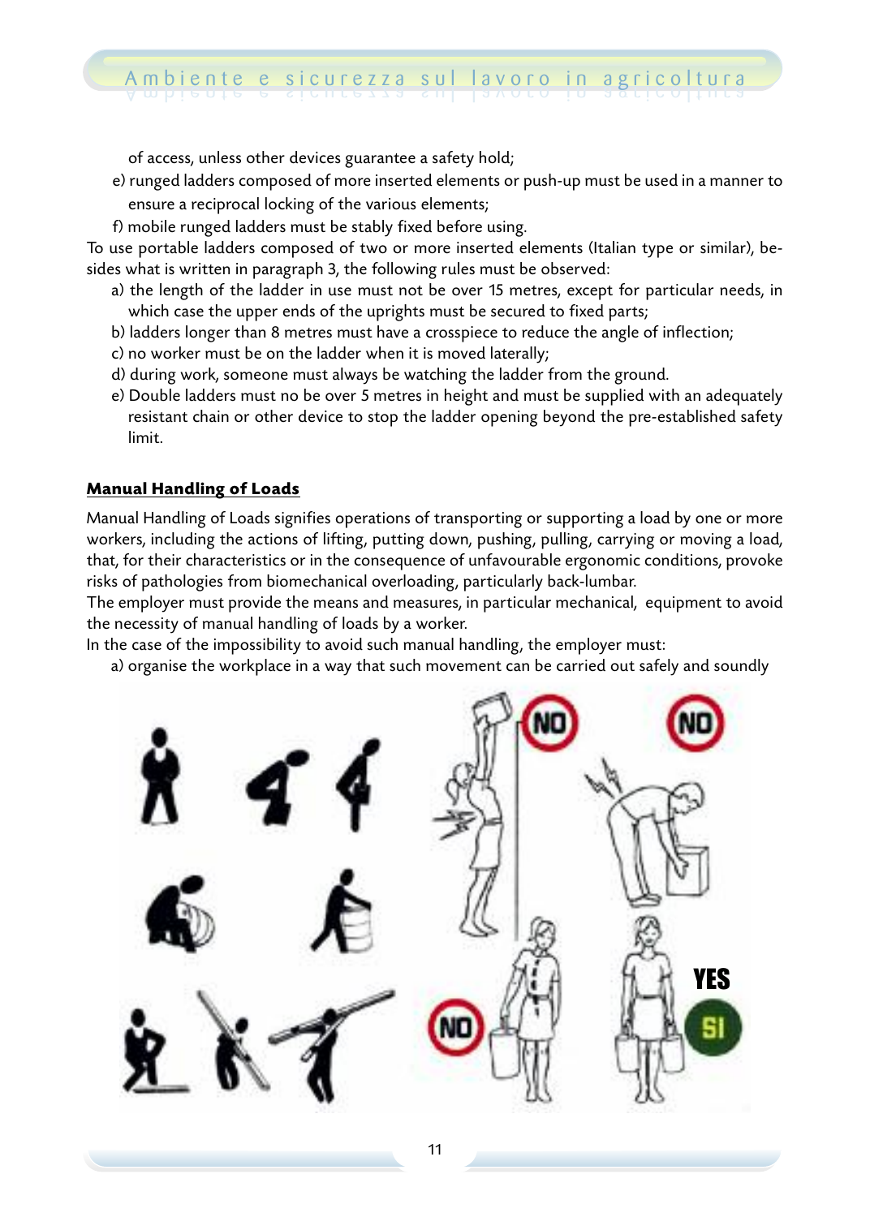of access, unless other devices guarantee a safety hold;

e) runged ladders composed of more inserted elements or push-up must be used in a manner to ensure a reciprocal locking of the various elements;

f) mobile runged ladders must be stably fixed before using.

To use portable ladders composed of two or more inserted elements (Italian type or similar), besides what is written in paragraph 3, the following rules must be observed:

a) the length of the ladder in use must not be over 15 metres, except for particular needs, in which case the upper ends of the uprights must be secured to fixed parts;

b) ladders longer than 8 metres must have a crosspiece to reduce the angle of inflection;

c) no worker must be on the ladder when it is moved laterally;

d) during work, someone must always be watching the ladder from the ground.

e) Double ladders must no be over 5 metres in height and must be supplied with an adequately resistant chain or other device to stop the ladder opening beyond the pre-established safety limit.

## Manual Handling of Loads

Manual Handling of Loads signifies operations of transporting or supporting a load by one or more workers, including the actions of lifting, putting down, pushing, pulling, carrying or moving a load, that, for their characteristics or in the consequence of unfavourable ergonomic conditions, provoke risks of pathologies from biomechanical overloading, particularly back-lumbar.

The employer must provide the means and measures, in particular mechanical, equipment to avoid the necessity of manual handling of loads by a worker.

In the case of the impossibility to avoid such manual handling, the employer must:

a) organise the workplace in a way that such movement can be carried out safely and soundly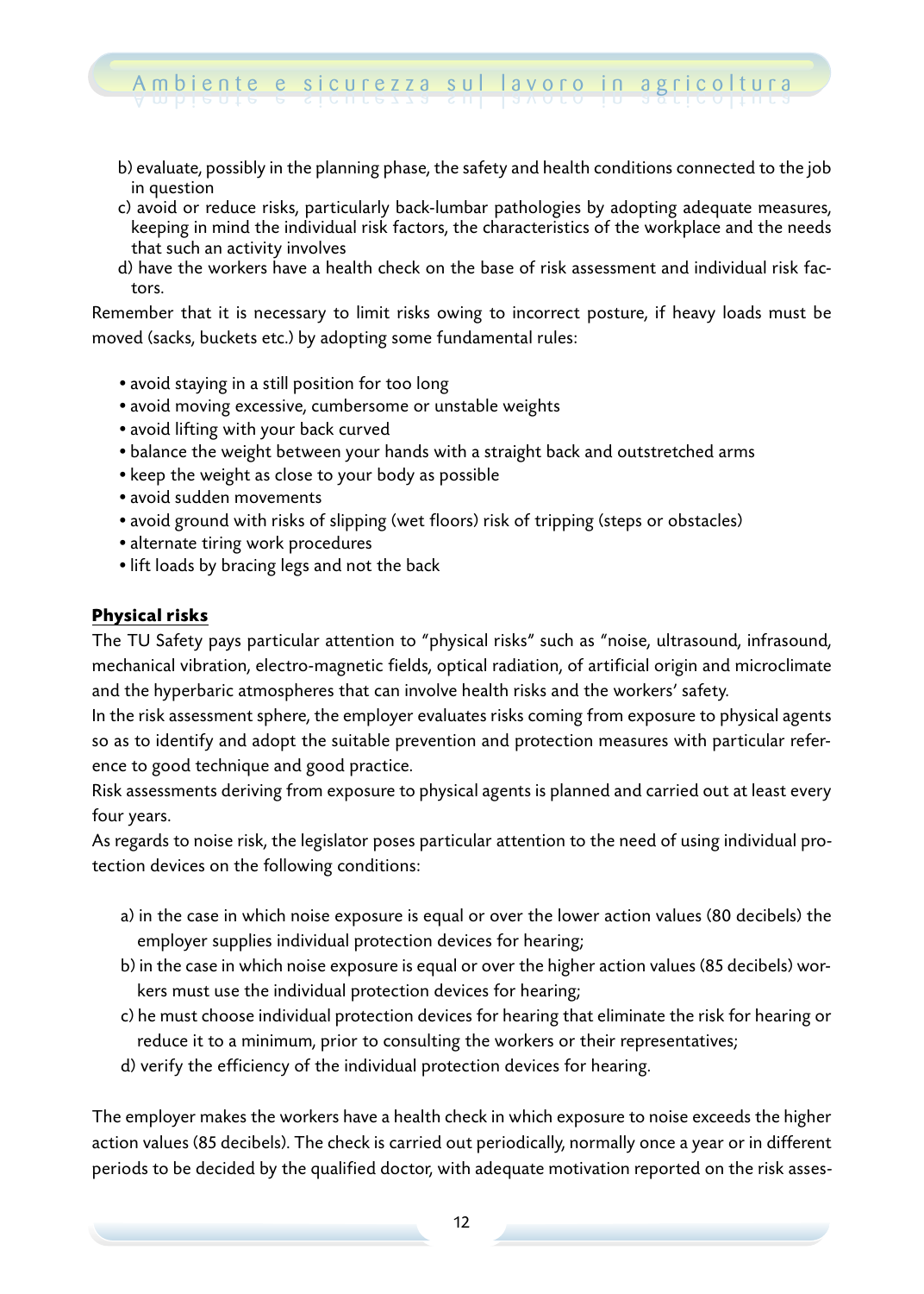b) evaluate, possibly in the planning phase, the safety and health conditions connected to the job in question

c) avoid or reduce risks, particularly back-lumbar pathologies by adopting adequate measures, keeping in mind the individual risk factors, the characteristics of the workplace and the needs that such an activity involves

d) have the workers have a health check on the base of risk assessment and individual risk factors.

Remember that it is necessary to limit risks owing to incorrect posture, if heavy loads must be moved (sacks, buckets etc.) by adopting some fundamental rules:

- avoid staying in a still position for too long
- avoid moving excessive, cumbersome or unstable weights
- avoid lifting with your back curved
- balance the weight between your hands with a straight back and outstretched arms
- keep the weight as close to your body as possible
- avoid sudden movements
- avoid ground with risks of slipping (wet floors) risk of tripping (steps or obstacles)
- alternate tiring work procedures
- lift loads by bracing legs and not the back

## **Physical risks**

The TU Safety pays particular attention to "physical risks" such as "noise, ultrasound, infrasound, mechanical vibration, electro-magnetic fields, optical radiation, of artificial origin and microclimate and the hyperbaric atmospheres that can involve health risks and the workers' safety.

In the risk assessment sphere, the employer evaluates risks coming from exposure to physical agents so as to identify and adopt the suitable prevention and protection measures with particular reference to good technique and good practice.

Risk assessments deriving from exposure to physical agents is planned and carried out at least every four years.

As regards to noise risk, the legislator poses particular attention to the need of using individual protection devices on the following conditions:

a) in the case in which noise exposure is equal or over the lower action values (80 decibels) the employer supplies individual protection devices for hearing;

b) in the case in which noise exposure is equal or over the higher action values (85 decibels) workers must use the individual protection devices for hearing;

c) he must choose individual protection devices for hearing that eliminate the risk for hearing or reduce it to a minimum, prior to consulting the workers or their representatives;

d) verify the efficiency of the individual protection devices for hearing.

The employer makes the workers have a health check in which exposure to noise exceeds the higher action values (85 decibels). The check is carried out periodically, normally once a year or in different periods to be decided by the qualified doctor, with adequate motivation reported on the risk asses-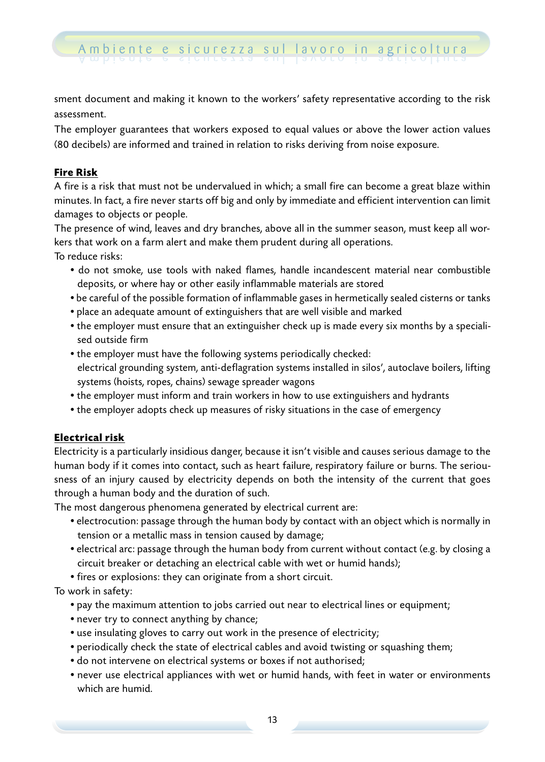sment document and making it known to the workers' safety representative according to the risk assessment.

The employer guarantees that workers exposed to equal values or above the lower action values (80 decibels) are informed and trained in relation to risks deriving from noise exposure.

### Fire Risk

A fire is a risk that must not be undervalued in which; a small fire can become a great blaze within minutes. In fact, a fire never starts off big and only by immediate and efficient intervention can limit damages to objects or people.

The presence of wind, leaves and dry branches, above all in the summer season, must keep all workers that work on a farm alert and make them prudent during all operations.

To reduce risks:

- do not smoke, use tools with naked flames, handle incandescent material near combustible deposits, or where hay or other easily inflammable materials are stored
- be careful of the possible formation of inflammable gases in hermetically sealed cisterns or tanks
- place an adequate amount of extinguishers that are well visible and marked
- the employer must ensure that an extinguisher check up is made every six months by a specialised outside firm
- the employer must have the following systems periodically checked: electrical grounding system, anti-deflagration systems installed in silos', autoclave boilers, lifting systems (hoists, ropes, chains) sewage spreader wagons
- the employer must inform and train workers in how to use extinguishers and hydrants
- the employer adopts check up measures of risky situations in the case of emergency

### Electrical risk

Electricity is a particularly insidious danger, because it isn't visible and causes serious damage to the human body if it comes into contact, such as heart failure, respiratory failure or burns. The seriousness of an injury caused by electricity depends on both the intensity of the current that goes through a human body and the duration of such.

The most dangerous phenomena generated by electrical current are:

- electrocution: passage through the human body by contact with an object which is normally in tension or a metallic mass in tension caused by damage;
- electrical arc: passage through the human body from current without contact (e.g. by closing a circuit breaker or detaching an electrical cable with wet or humid hands);
- fires or explosions: they can originate from a short circuit.

To work in safety:

- pay the maximum attention to jobs carried out near to electrical lines or equipment;
- never try to connect anything by chance;
- use insulating gloves to carry out work in the presence of electricity;
- periodically check the state of electrical cables and avoid twisting or squashing them;
- do not intervene on electrical systems or boxes if not authorised;
- never use electrical appliances with wet or humid hands, with feet in water or environments which are humid.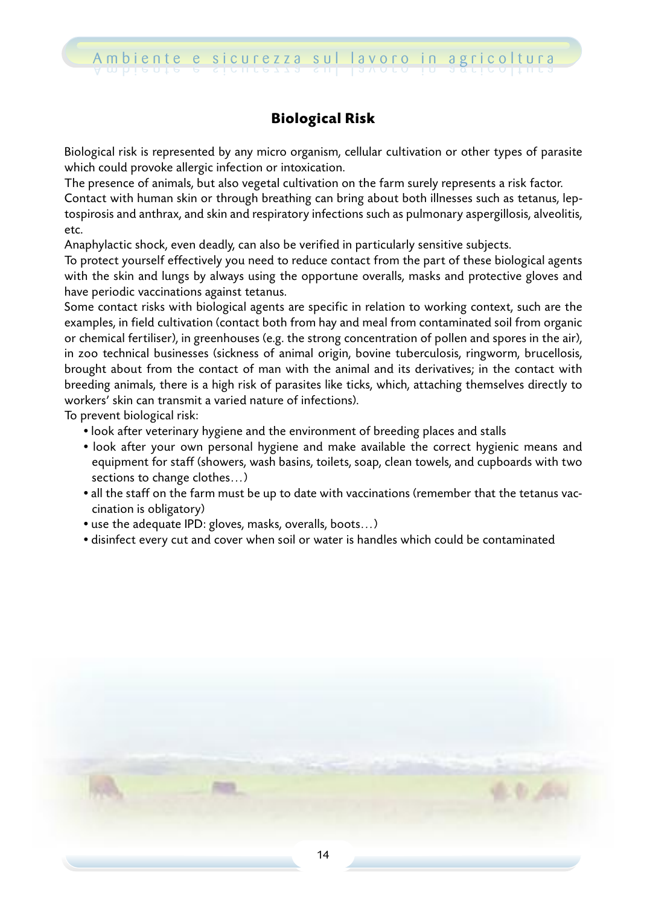## Biological Risk

Biological risk is represented by any micro organism, cellular cultivation or other types of parasite which could provoke allergic infection or intoxication.

The presence of animals, but also vegetal cultivation on the farm surely represents a risk factor.

Contact with human skin or through breathing can bring about both illnesses such as tetanus, leptospirosis and anthrax, and skin and respiratory infections such as pulmonary aspergillosis, alveolitis, etc.

Anaphylactic shock, even deadly, can also be verified in particularly sensitive subjects.

To protect yourself effectively you need to reduce contact from the part of these biological agents with the skin and lungs by always using the opportune overalls, masks and protective gloves and have periodic vaccinations against tetanus.

Some contact risks with biological agents are specific in relation to working context, such are the examples, in field cultivation (contact both from hay and meal from contaminated soil from organic or chemical fertiliser), in greenhouses (e.g. the strong concentration of pollen and spores in the air), in zoo technical businesses (sickness of animal origin, bovine tuberculosis, ringworm, brucellosis, brought about from the contact of man with the animal and its derivatives; in the contact with breeding animals, there is a high risk of parasites like ticks, which, attaching themselves directly to workers' skin can transmit a varied nature of infections).

To prevent biological risk:

- look after veterinary hygiene and the environment of breeding places and stalls
- look after your own personal hygiene and make available the correct hygienic means and equipment for staff (showers, wash basins, toilets, soap, clean towels, and cupboards with two sections to change clothes…)
- all the staff on the farm must be up to date with vaccinations (remember that the tetanus vaccination is obligatory)
- use the adequate IPD: gloves, masks, overalls, boots…)
- disinfect every cut and cover when soil or water is handles which could be contaminated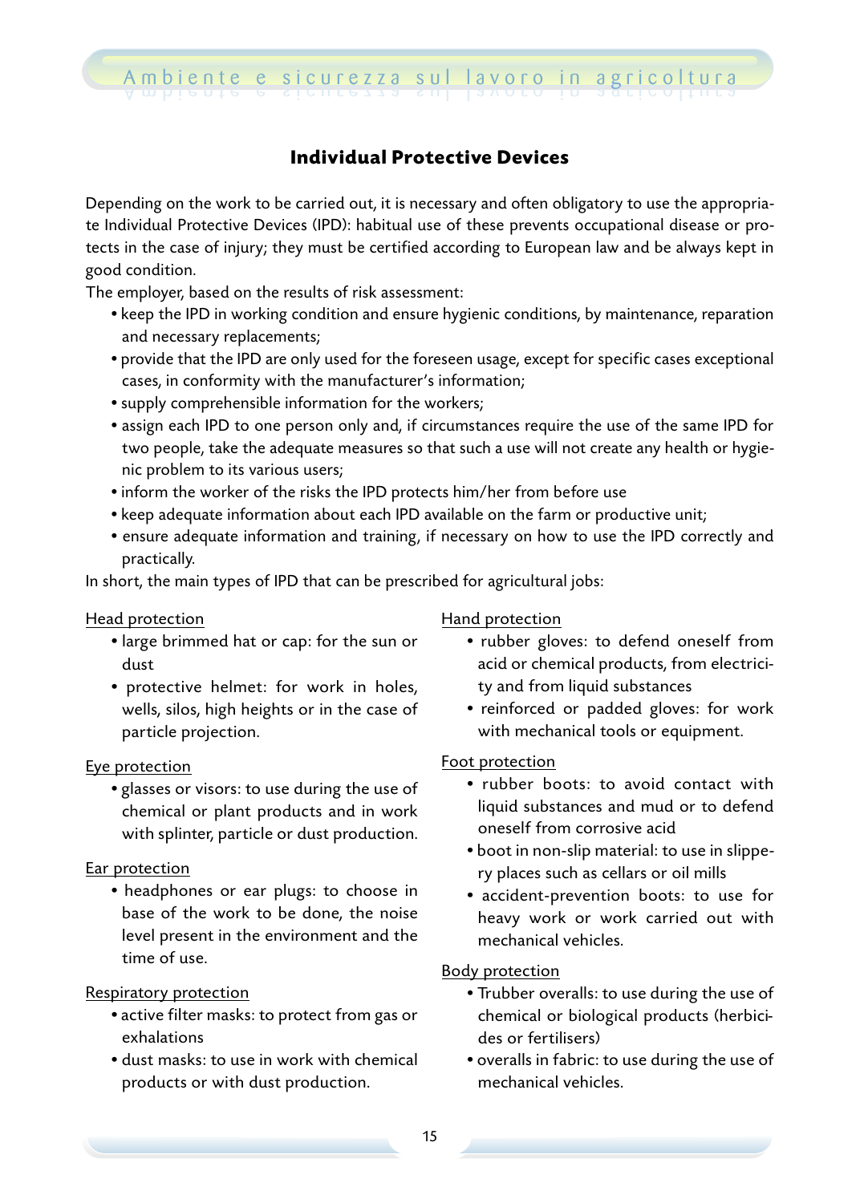## Individual Protective Devices

Depending on the work to be carried out, it is necessary and often obligatory to use the appropriate Individual Protective Devices (IPD): habitual use of these prevents occupational disease or protects in the case of injury; they must be certified according to European law and be always kept in good condition.

The employer, based on the results of risk assessment:

- keep the IPD in working condition and ensure hygienic conditions, by maintenance, reparation and necessary replacements;
- provide that the IPD are only used for the foreseen usage, except for specific cases exceptional cases, in conformity with the manufacturer's information;
- supply comprehensible information for the workers;
- assign each IPD to one person only and, if circumstances require the use of the same IPD for two people, take the adequate measures so that such a use will not create any health or hygienic problem to its various users;
- inform the worker of the risks the IPD protects him/her from before use
- keep adequate information about each IPD available on the farm or productive unit;
- ensure adequate information and training, if necessary on how to use the IPD correctly and practically.

In short, the main types of IPD that can be prescribed for agricultural jobs:

Head protection

- large brimmed hat or cap: for the sun or dust
- protective helmet: for work in holes, wells, silos, high heights or in the case of particle projection.

Eye protection

- glasses or visors: to use during the use of chemical or plant products and in work with splinter, particle or dust production.

Ear protection

- headphones or ear plugs: to choose in base of the work to be done, the noise level present in the environment and the time of use.

Respiratory protection

- active filter masks: to protect from gas or exhalations
- dust masks: to use in work with chemical products or with dust production.

Hand protection

- rubber gloves: to defend oneself from acid or chemical products, from electricity and from liquid substances
- reinforced or padded gloves: for work with mechanical tools or equipment.

Foot protection

- rubber boots: to avoid contact with liquid substances and mud or to defend oneself from corrosive acid
- boot in non-slip material: to use in slippery places such as cellars or oil mills
- accident-prevention boots: to use for heavy work or work carried out with mechanical vehicles.

Body protection

- Trubber overalls: to use during the use of chemical or biological products (herbicides or fertilisers)
- overalls in fabric: to use during the use of mechanical vehicles.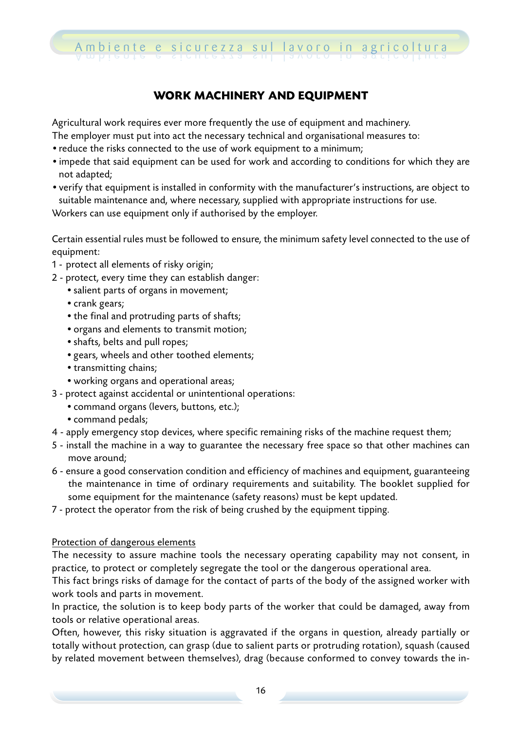## WORK MACHINERY AND EQUIPMENT

Agricultural work requires ever more frequently the use of equipment and machinery.
The employer must put into act the necessary technical and organisational measures to:

- reduce the risks connected to the use of work equipment to a minimum;
- impede that said equipment can be used for work and according to conditions for which they are not adapted;
- verify that equipment is installed in conformity with the manufacturer's instructions, are object to suitable maintenance and, where necessary, supplied with appropriate instructions for use.

Workers can use equipment only if authorised by the employer.

Certain essential rules must be followed to ensure, the minimum safety level connected to the use of equipment:

1 - protect all elements of risky origin;
2 - protect, every time they can establish danger:
  - salient parts of organs in movement;
  - crank gears;
  - the final and protruding parts of shafts;
  - organs and elements to transmit motion;
  - shafts, belts and pull ropes;
  - gears, wheels and other toothed elements;
  - transmitting chains;
  - working organs and operational areas;
3 - protect against accidental or unintentional operations:
  - command organs (levers, buttons, etc.);
  - command pedals;
4 - apply emergency stop devices, where specific remaining risks of the machine request them;
5 - install the machine in a way to guarantee the necessary free space so that other machines can move around;
6 - ensure a good conservation condition and efficiency of machines and equipment, guaranteeing the maintenance in time of ordinary requirements and suitability. The booklet supplied for some equipment for the maintenance (safety reasons) must be kept updated.
7 - protect the operator from the risk of being crushed by the equipment tipping.

<u>Protection of dangerous elements</u>

The necessity to assure machine tools the necessary operating capability may not consent, in practice, to protect or completely segregate the tool or the dangerous operational area.
This fact brings risks of damage for the contact of parts of the body of the assigned worker with work tools and parts in movement.
In practice, the solution is to keep body parts of the worker that could be damaged, away from tools or relative operational areas.
Often, however, this risky situation is aggravated if the organs in question, already partially or totally without protection, can grasp (due to salient parts or protruding rotation), squash (caused by related movement between themselves), drag (because conformed to convey towards the in-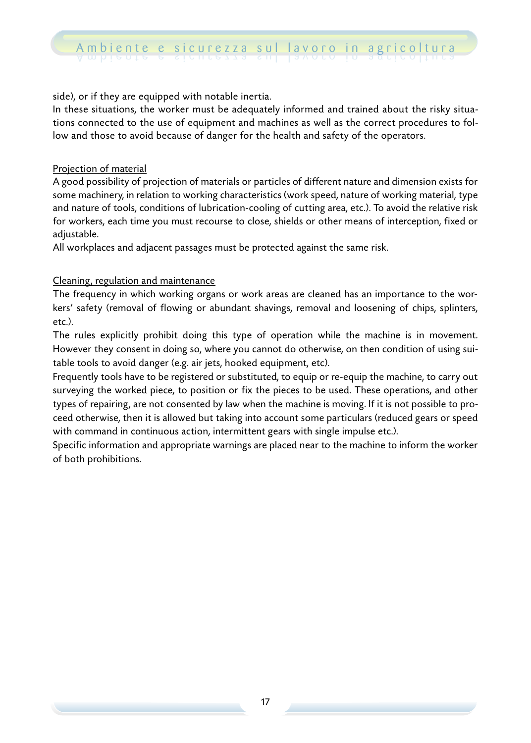side), or if they are equipped with notable inertia.

In these situations, the worker must be adequately informed and trained about the risky situations connected to the use of equipment and machines as well as the correct procedures to follow and those to avoid because of danger for the health and safety of the operators.

Projection of material

A good possibility of projection of materials or particles of different nature and dimension exists for some machinery, in relation to working characteristics (work speed, nature of working material, type and nature of tools, conditions of lubrication-cooling of cutting area, etc.). To avoid the relative risk for workers, each time you must recourse to close, shields or other means of interception, fixed or adjustable.

All workplaces and adjacent passages must be protected against the same risk.

Cleaning, regulation and maintenance

The frequency in which working organs or work areas are cleaned has an importance to the workers' safety (removal of flowing or abundant shavings, removal and loosening of chips, splinters, etc.).

The rules explicitly prohibit doing this type of operation while the machine is in movement. However they consent in doing so, where you cannot do otherwise, on then condition of using suitable tools to avoid danger (e.g. air jets, hooked equipment, etc).

Frequently tools have to be registered or substituted, to equip or re-equip the machine, to carry out surveying the worked piece, to position or fix the pieces to be used. These operations, and other types of repairing, are not consented by law when the machine is moving. If it is not possible to proceed otherwise, then it is allowed but taking into account some particulars (reduced gears or speed with command in continuous action, intermittent gears with single impulse etc.).

Specific information and appropriate warnings are placed near to the machine to inform the worker of both prohibitions.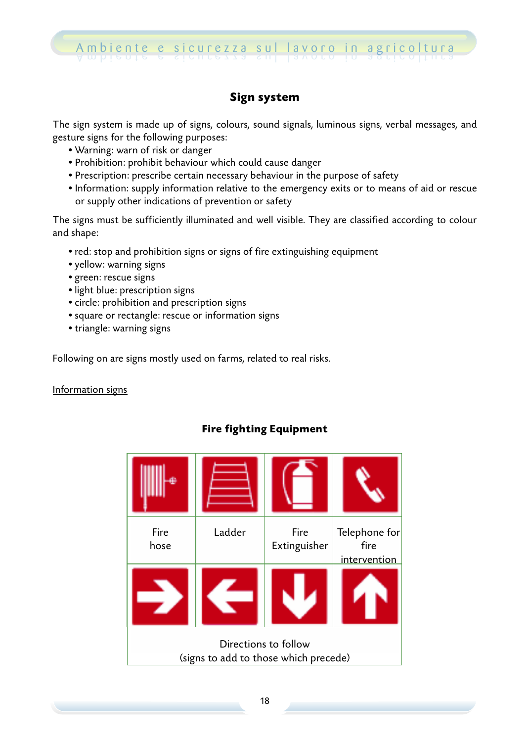## Sign system

The sign system is made up of signs, colours, sound signals, luminous signs, verbal messages, and gesture signs for the following purposes:

- Warning: warn of risk or danger
- Prohibition: prohibit behaviour which could cause danger
- Prescription: prescribe certain necessary behaviour in the purpose of safety
- Information: supply information relative to the emergency exits or to means of aid or rescue or supply other indications of prevention or safety

The signs must be sufficiently illuminated and well visible. They are classified according to colour and shape:

- red: stop and prohibition signs or signs of fire extinguishing equipment
- yellow: warning signs
- green: rescue signs
- light blue: prescription signs
- circle: prohibition and prescription signs
- square or rectangle: rescue or information signs
- triangle: warning signs

Following on are signs mostly used on farms, related to real risks.

Information signs

### Fire fighting Equipment

| Fire hose | Ladder | Fire Extinguisher | Telephone for fire intervention |
|---|---|---|---|
| Directions to follow (signs to add to those which precede) | | | |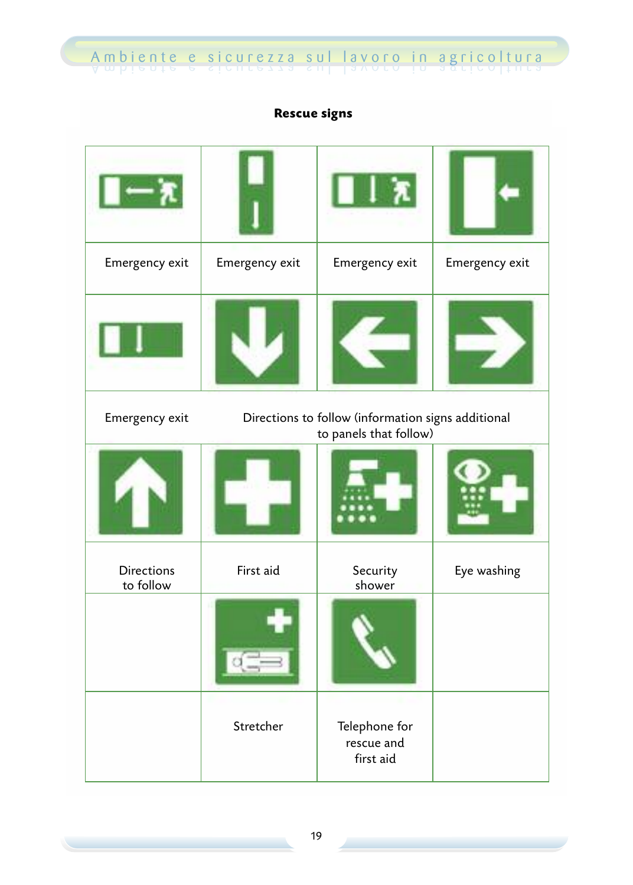**Rescue signs**

| | | | |
|---|---|---|---|
| | | | |
| Emergency exit | Emergency exit | Emergency exit | Emergency exit |
| | | | |
| Emergency exit | Directions to follow (information signs additional to panels that follow) | | |
| | | | |
| Directions to follow | First aid | Security shower | Eye washing |
| | | | |
| | Stretcher | Telephone for rescue and first aid | |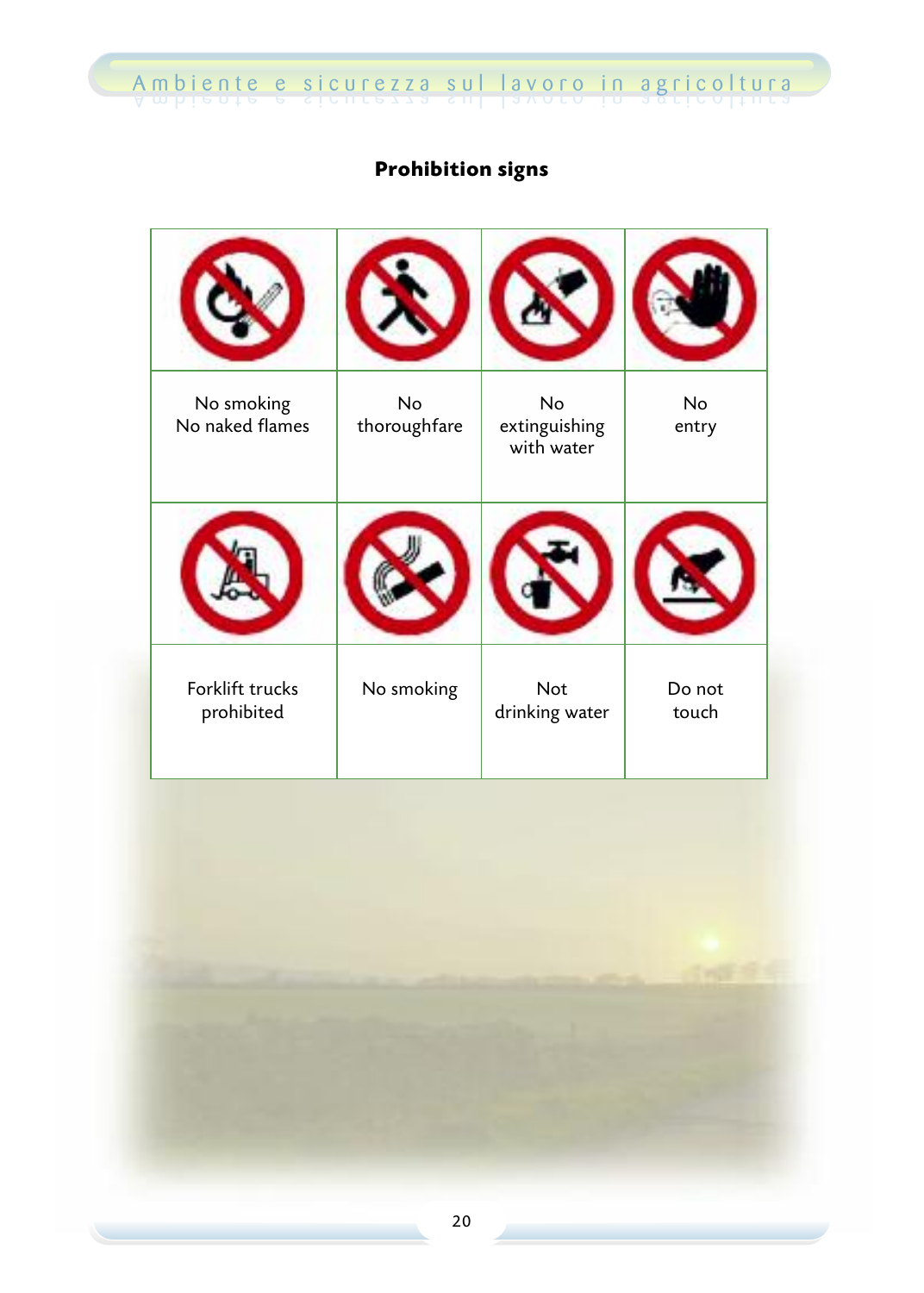## Prohibition signs

| | | | |
|---|---|---|---|
| | | | |
| No smoking<br>No naked flames | No<br>thoroughfare | No<br>extinguishing<br>with water | No<br>entry |
| | | | |
| Forklift trucks<br>prohibited | No smoking | Not<br>drinking water | Do not<br>touch |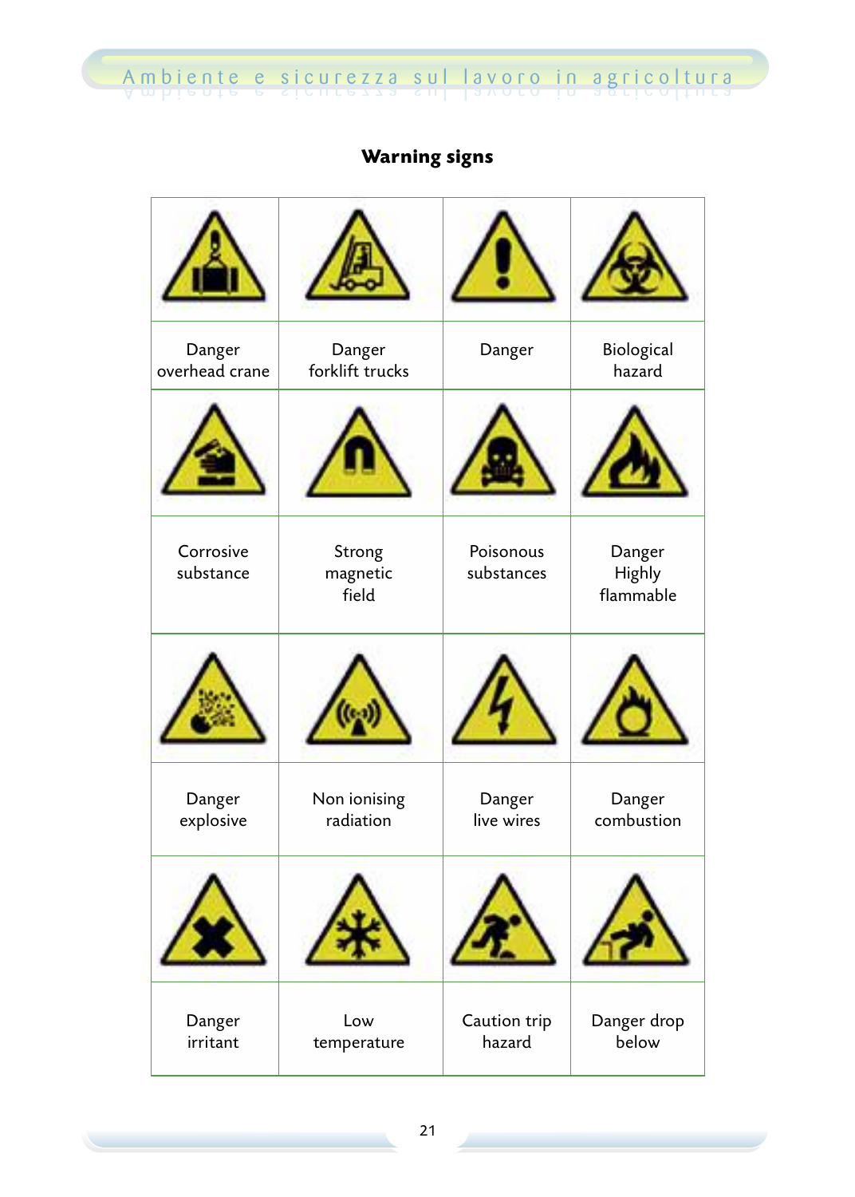**Warning signs**

| | | | |
|---|---|---|---|
| Danger overhead crane | Danger forklift trucks | Danger | Biological hazard |
| Corrosive substance | Strong magnetic field | Poisonous substances | Danger Highly flammable |
| Danger explosive | Non ionising radiation | Danger live wires | Danger combustion |
| Danger irritant | Low temperature | Caution trip hazard | Danger drop below |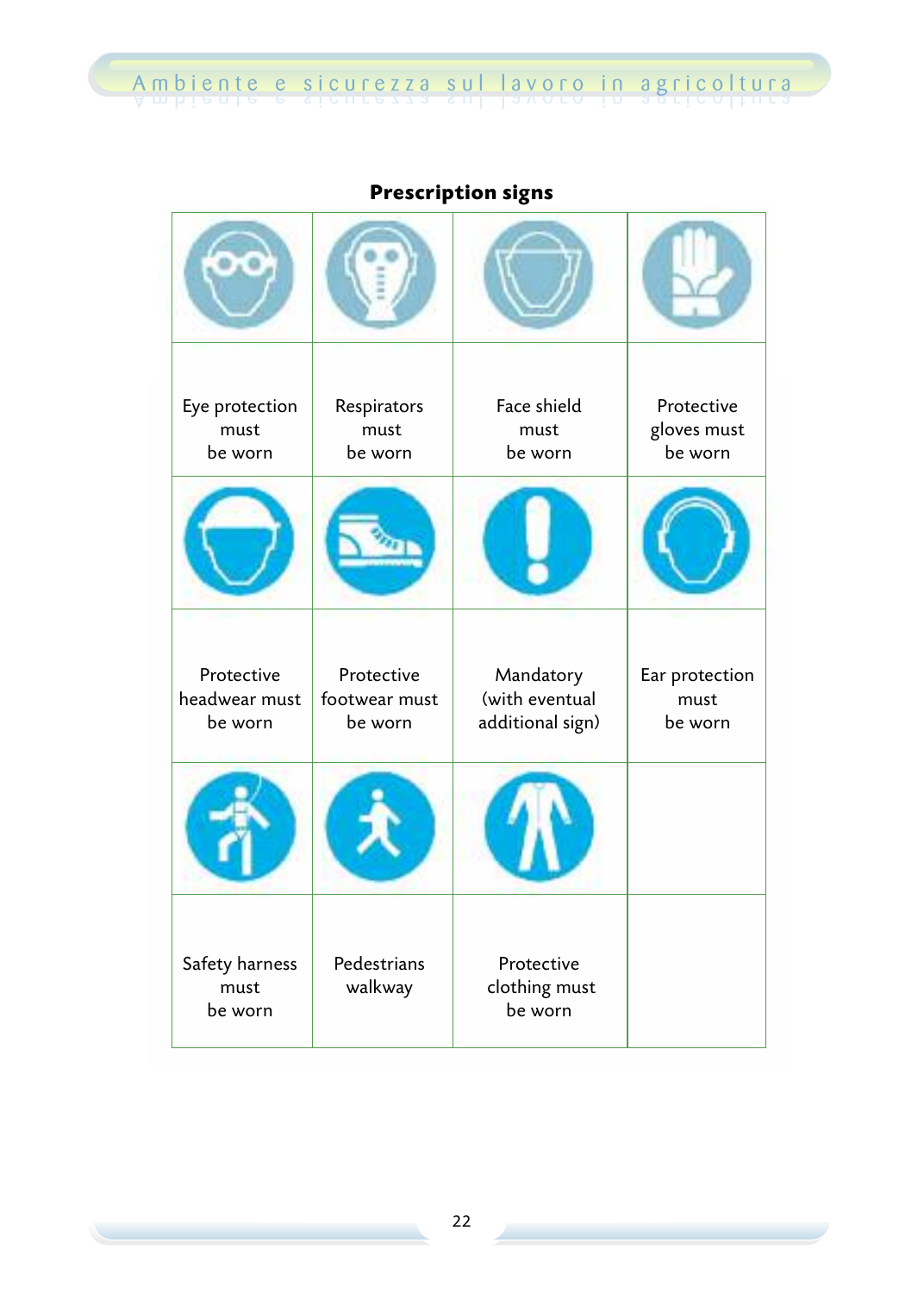**Prescription signs**

| | | | |
|---|---|---|---|
| Eye protection must be worn | Respirators must be worn | Face shield must be worn | Protective gloves must be worn |
| Protective headwear must be worn | Protective footwear must be worn | Mandatory (with eventual additional sign) | Ear protection must be worn |
| Safety harness must be worn | Pedestrians walkway | Protective clothing must be worn | |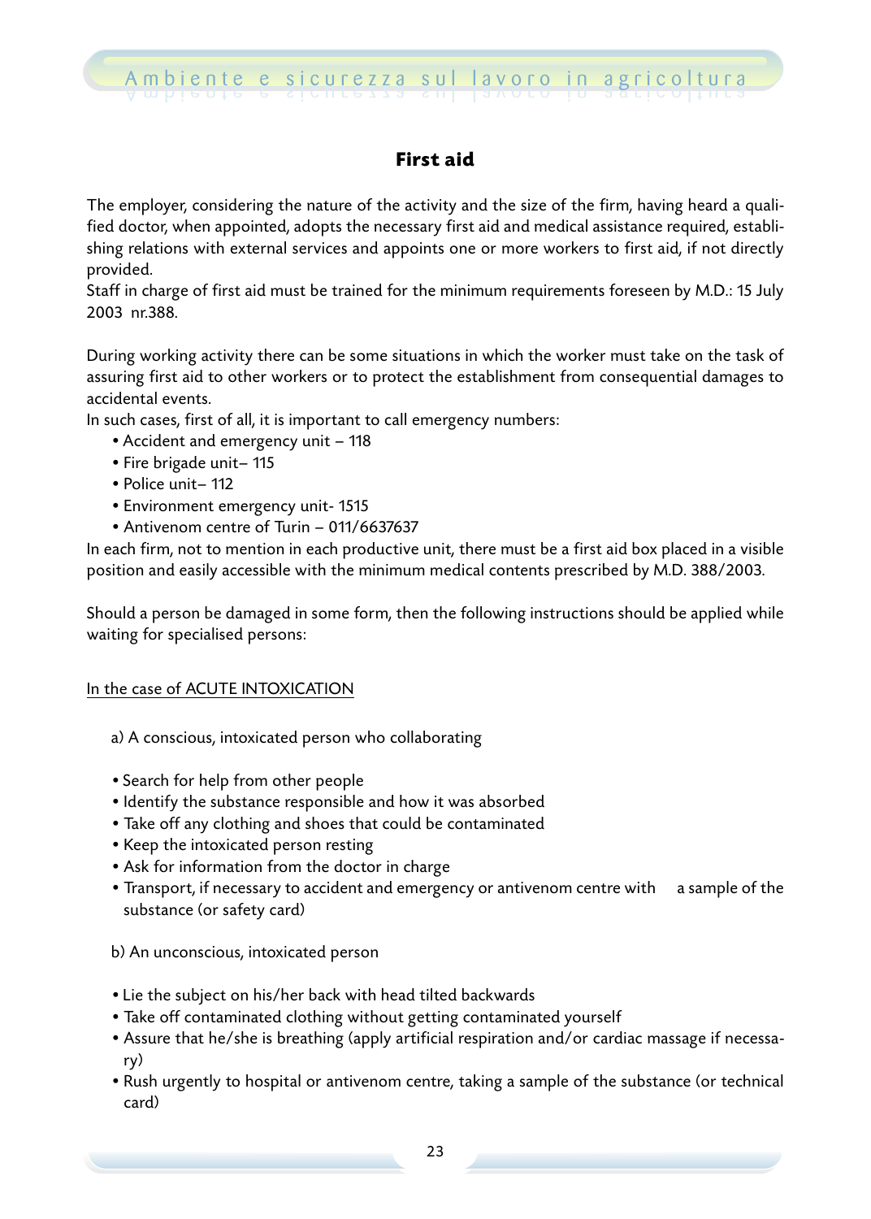## First aid

The employer, considering the nature of the activity and the size of the firm, having heard a qualified doctor, when appointed, adopts the necessary first aid and medical assistance required, establishing relations with external services and appoints one or more workers to first aid, if not directly provided.
Staff in charge of first aid must be trained for the minimum requirements foreseen by M.D.: 15 July 2003 nr.388.

During working activity there can be some situations in which the worker must take on the task of assuring first aid to other workers or to protect the establishment from consequential damages to accidental events.
In such cases, first of all, it is important to call emergency numbers:

- Accident and emergency unit – 118
- Fire brigade unit– 115
- Police unit– 112
- Environment emergency unit- 1515
- Antivenom centre of Turin – 011/6637637

In each firm, not to mention in each productive unit, there must be a first aid box placed in a visible position and easily accessible with the minimum medical contents prescribed by M.D. 388/2003.

Should a person be damaged in some form, then the following instructions should be applied while waiting for specialised persons:

<u>In the case of ACUTE INTOXICATION</u>

a) A conscious, intoxicated person who collaborating

- Search for help from other people
- Identify the substance responsible and how it was absorbed
- Take off any clothing and shoes that could be contaminated
- Keep the intoxicated person resting
- Ask for information from the doctor in charge
- Transport, if necessary to accident and emergency or antivenom centre with a sample of the substance (or safety card)

b) An unconscious, intoxicated person

- Lie the subject on his/her back with head tilted backwards
- Take off contaminated clothing without getting contaminated yourself
- Assure that he/she is breathing (apply artificial respiration and/or cardiac massage if necessary)
- Rush urgently to hospital or antivenom centre, taking a sample of the substance (or technical card)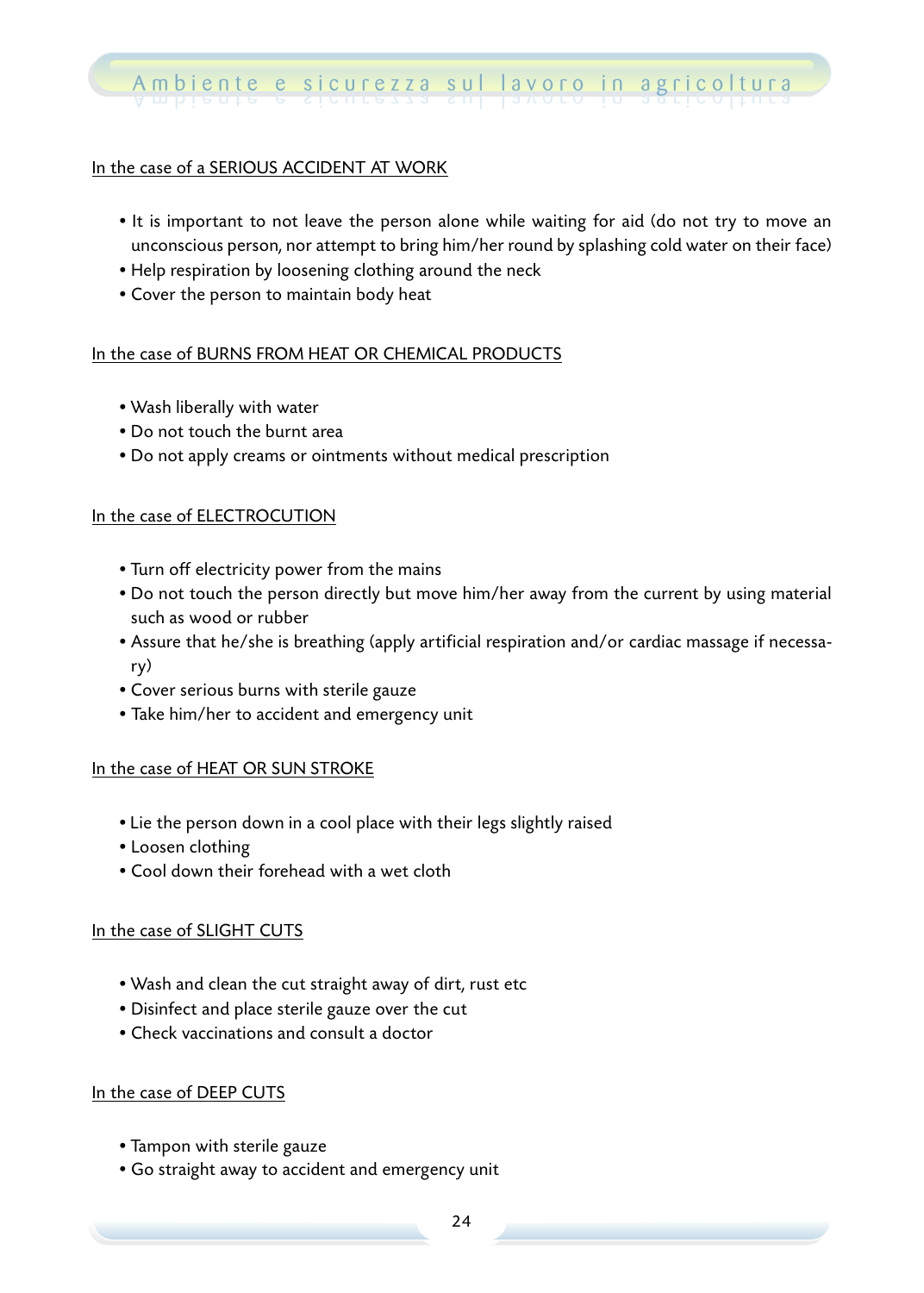In the case of a SERIOUS ACCIDENT AT WORK

- It is important to not leave the person alone while waiting for aid (do not try to move an unconscious person, nor attempt to bring him/her round by splashing cold water on their face)
- Help respiration by loosening clothing around the neck
- Cover the person to maintain body heat

In the case of BURNS FROM HEAT OR CHEMICAL PRODUCTS

- Wash liberally with water
- Do not touch the burnt area
- Do not apply creams or ointments without medical prescription

In the case of ELECTROCUTION

- Turn off electricity power from the mains
- Do not touch the person directly but move him/her away from the current by using material such as wood or rubber
- Assure that he/she is breathing (apply artificial respiration and/or cardiac massage if necessary)
- Cover serious burns with sterile gauze
- Take him/her to accident and emergency unit

In the case of HEAT OR SUN STROKE

- Lie the person down in a cool place with their legs slightly raised
- Loosen clothing
- Cool down their forehead with a wet cloth

In the case of SLIGHT CUTS

- Wash and clean the cut straight away of dirt, rust etc
- Disinfect and place sterile gauze over the cut
- Check vaccinations and consult a doctor

In the case of DEEP CUTS

- Tampon with sterile gauze
- Go straight away to accident and emergency unit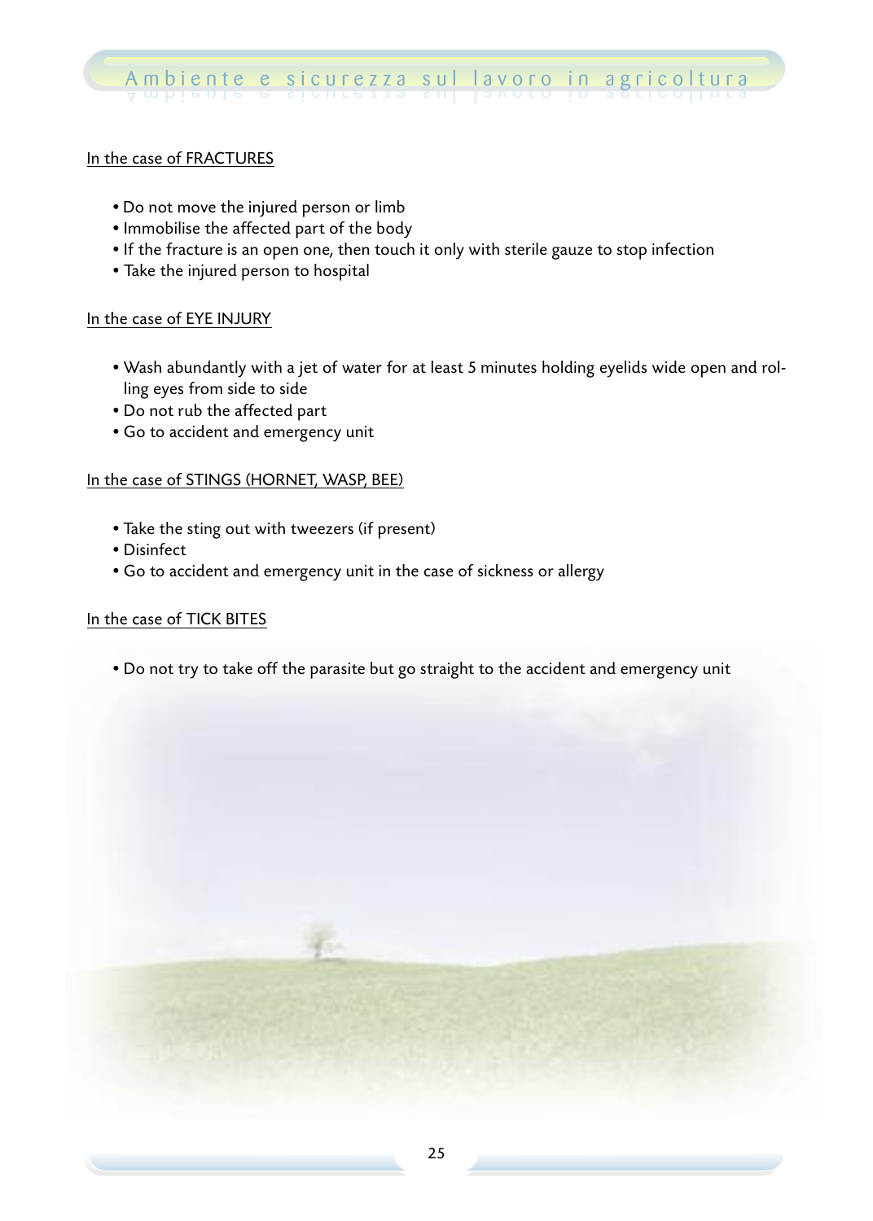In the case of FRACTURES

- Do not move the injured person or limb
- Immobilise the affected part of the body
- If the fracture is an open one, then touch it only with sterile gauze to stop infection
- Take the injured person to hospital

In the case of EYE INJURY

- Wash abundantly with a jet of water for at least 5 minutes holding eyelids wide open and rolling eyes from side to side
- Do not rub the affected part
- Go to accident and emergency unit

In the case of STINGS (HORNET, WASP, BEE)

- Take the sting out with tweezers (if present)
- Disinfect
- Go to accident and emergency unit in the case of sickness or allergy

In the case of TICK BITES

- Do not try to take off the parasite but go straight to the accident and emergency unit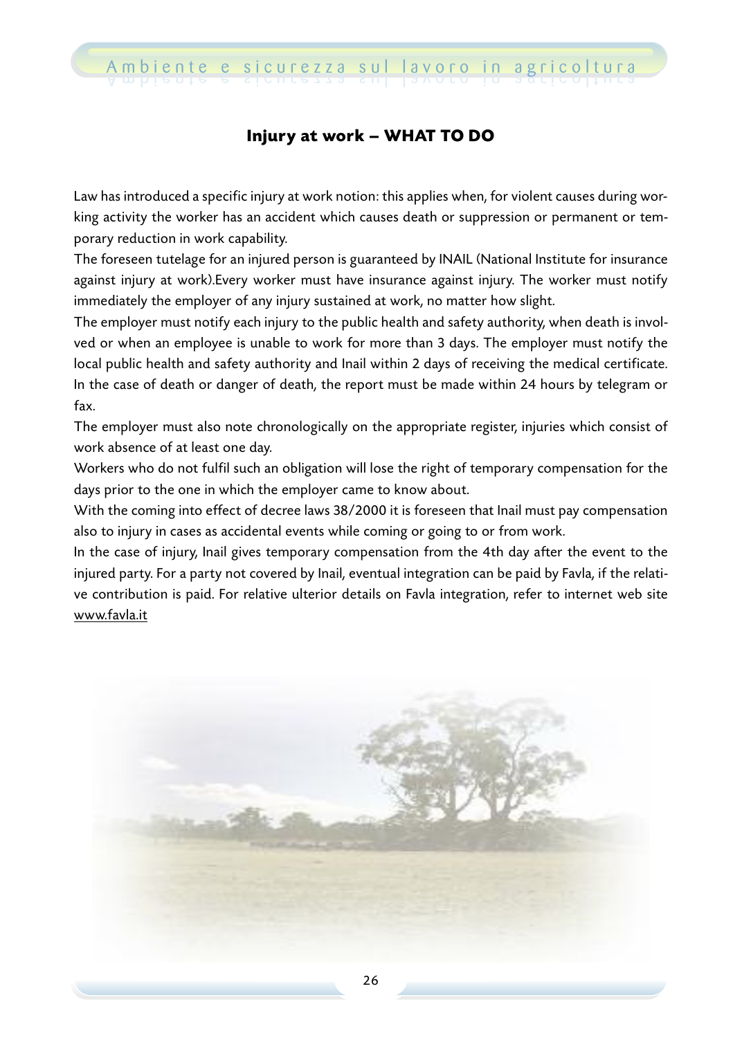## Injury at work – WHAT TO DO

Law has introduced a specific injury at work notion: this applies when, for violent causes during working activity the worker has an accident which causes death or suppression or permanent or temporary reduction in work capability.

The foreseen tutelage for an injured person is guaranteed by INAIL (National Institute for insurance against injury at work).Every worker must have insurance against injury. The worker must notify immediately the employer of any injury sustained at work, no matter how slight.

The employer must notify each injury to the public health and safety authority, when death is involved or when an employee is unable to work for more than 3 days. The employer must notify the local public health and safety authority and Inail within 2 days of receiving the medical certificate. In the case of death or danger of death, the report must be made within 24 hours by telegram or fax.

The employer must also note chronologically on the appropriate register, injuries which consist of work absence of at least one day.

Workers who do not fulfil such an obligation will lose the right of temporary compensation for the days prior to the one in which the employer came to know about.

With the coming into effect of decree laws 38/2000 it is foreseen that Inail must pay compensation also to injury in cases as accidental events while coming or going to or from work.

In the case of injury, Inail gives temporary compensation from the 4th day after the event to the injured party. For a party not covered by Inail, eventual integration can be paid by Favla, if the relative contribution is paid. For relative ulterior details on Favla integration, refer to internet web site www.favla.it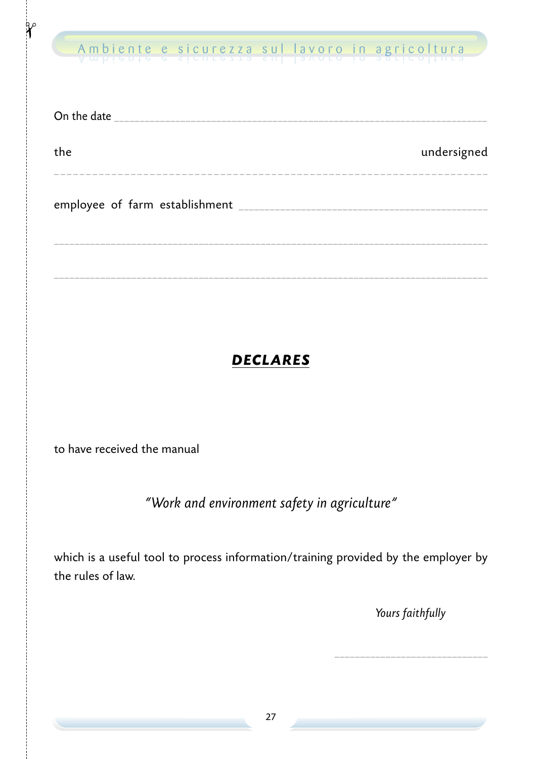On the date ______________________________________________________________

the undersigned

______________________________________________________________________

employee of farm establishment ____________________________________________

______________________________________________________________________

______________________________________________________________________

## ***DECLARES***

to have received the manual

*"Work and environment safety in agriculture"*

which is a useful tool to process information/training provided by the employer by the rules of law.

*Yours faithfully*

___________________________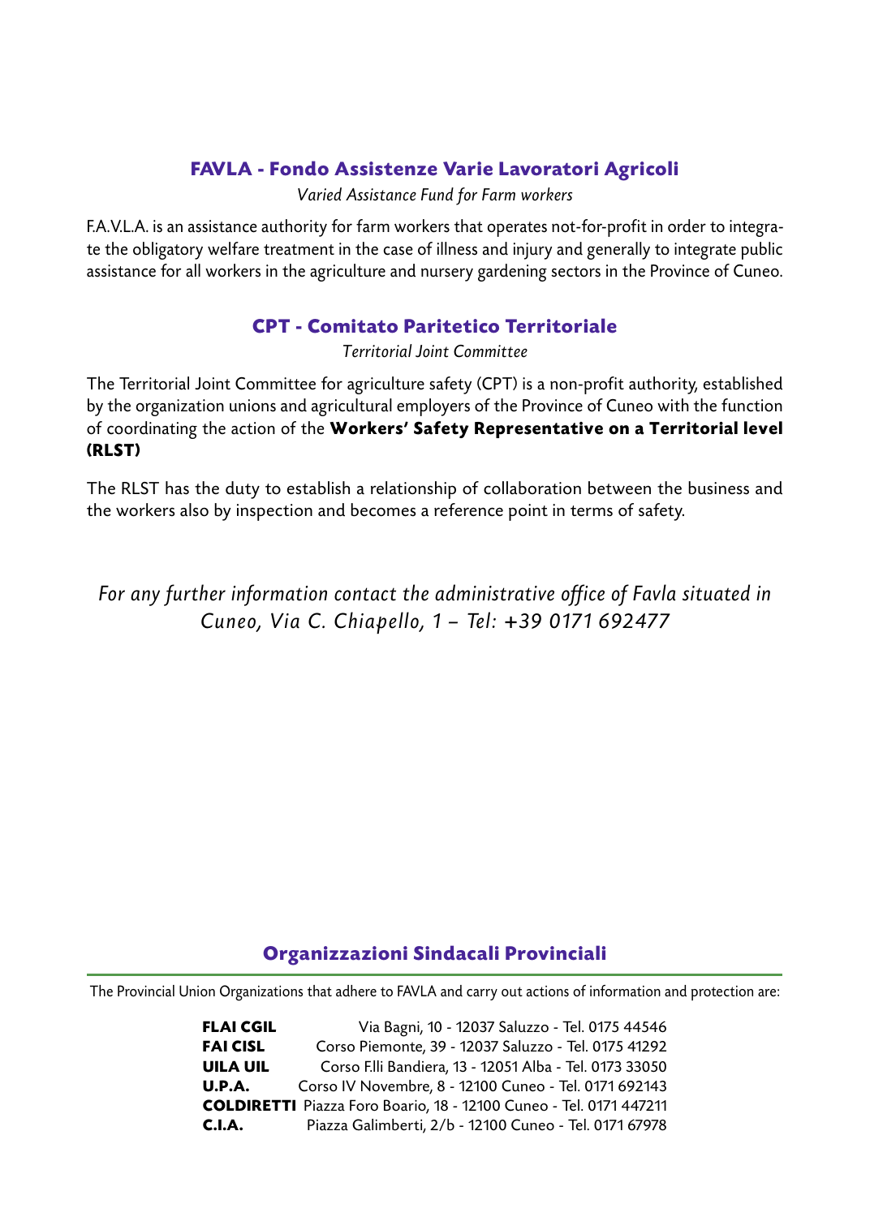## FAVLA - Fondo Assistenze Varie Lavoratori Agricoli

*Varied Assistance Fund for Farm workers*

F.A.V.L.A. is an assistance authority for farm workers that operates not-for-profit in order to integrate the obligatory welfare treatment in the case of illness and injury and generally to integrate public assistance for all workers in the agriculture and nursery gardening sectors in the Province of Cuneo.

## CPT - Comitato Paritetico Territoriale

*Territorial Joint Committee*

The Territorial Joint Committee for agriculture safety (CPT) is a non-profit authority, established by the organization unions and agricultural employers of the Province of Cuneo with the function of coordinating the action of the **Workers' Safety Representative on a Territorial level (RLST)**

The RLST has the duty to establish a relationship of collaboration between the business and the workers also by inspection and becomes a reference point in terms of safety.

*For any further information contact the administrative office of Favla situated in Cuneo, Via C. Chiapello, 1 – Tel: +39 0171 692477*

## Organizzazioni Sindacali Provinciali

The Provincial Union Organizations that adhere to FAVLA and carry out actions of information and protection are:

| | |
|---|---|
| **FLAI CGIL** | Via Bagni, 10 - 12037 Saluzzo - Tel. 0175 44546 |
| **FAI CISL** | Corso Piemonte, 39 - 12037 Saluzzo - Tel. 0175 41292 |
| **UILA UIL** | Corso F.lli Bandiera, 13 - 12051 Alba - Tel. 0173 33050 |
| **U.P.A.** | Corso IV Novembre, 8 - 12100 Cuneo - Tel. 0171 692143 |
| **COLDIRETTI** | Piazza Foro Boario, 18 - 12100 Cuneo - Tel. 0171 447211 |
| **C.I.A.** | Piazza Galimberti, 2/b - 12100 Cuneo - Tel. 0171 67978 |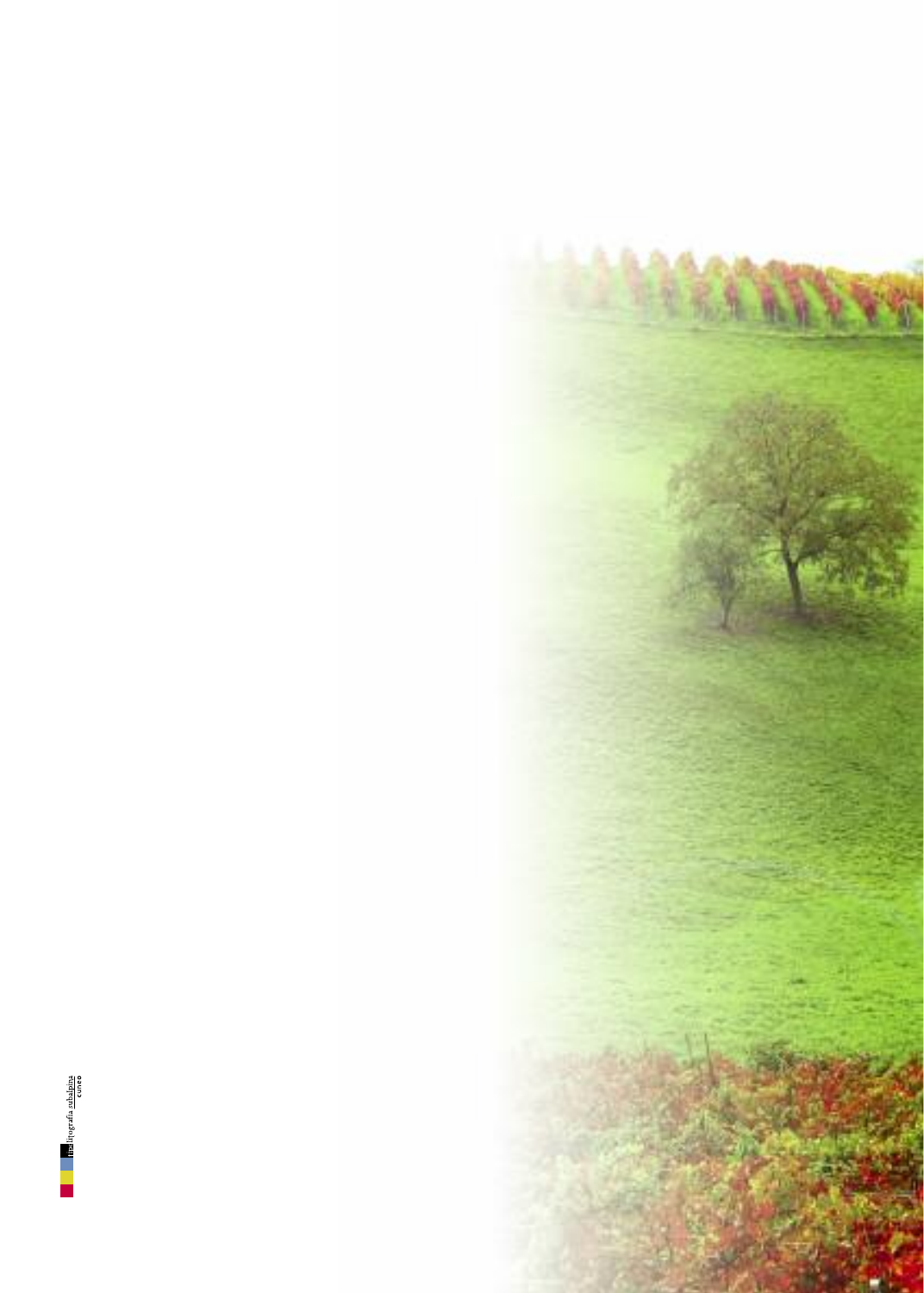tsc litografia subalpina cuneo